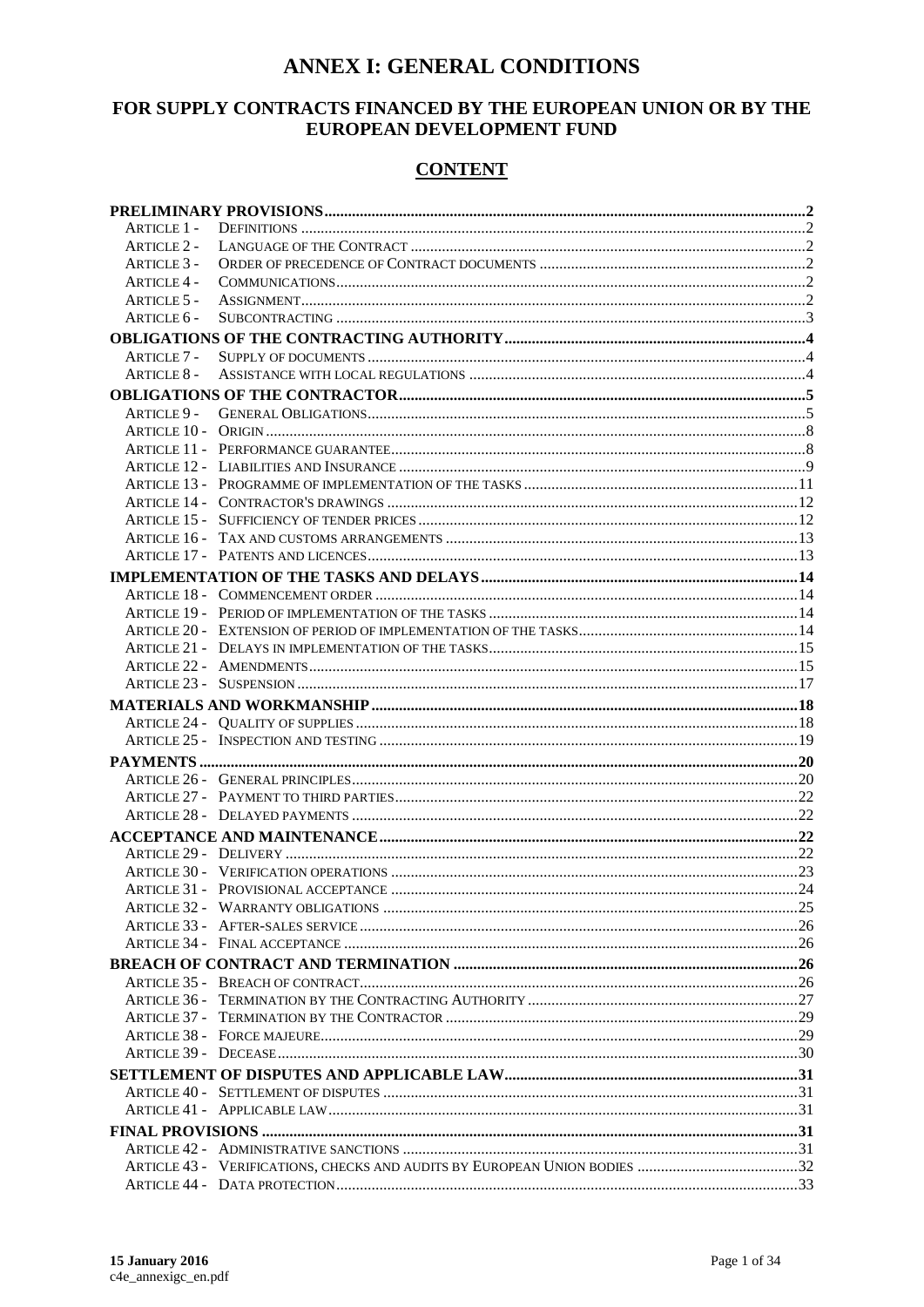# ANNEX I: GENERAL CONDITIONS

## FOR SUPPLY CONTRACTS FINANCED BY THE EUROPEAN UNION OR BY THE EUROPEAN DEVELOPMENT FUND

## CONTENT

**PRELIMINARY PROVISIONS** .......... 2
- ARTICLE 1 - DEFINITIONS .......... 2
- ARTICLE 2 - LANGUAGE OF THE CONTRACT .......... 2
- ARTICLE 3 - ORDER OF PRECEDENCE OF CONTRACT DOCUMENTS .......... 2
- ARTICLE 4 - COMMUNICATIONS .......... 2
- ARTICLE 5 - ASSIGNMENT .......... 2
- ARTICLE 6 - SUBCONTRACTING .......... 3

**OBLIGATIONS OF THE CONTRACTING AUTHORITY** .......... 4
- ARTICLE 7 - SUPPLY OF DOCUMENTS .......... 4
- ARTICLE 8 - ASSISTANCE WITH LOCAL REGULATIONS .......... 4

**OBLIGATIONS OF THE CONTRACTOR** .......... 5
- ARTICLE 9 - GENERAL OBLIGATIONS .......... 5
- ARTICLE 10 - ORIGIN .......... 8
- ARTICLE 11 - PERFORMANCE GUARANTEE .......... 8
- ARTICLE 12 - LIABILITIES AND INSURANCE .......... 9
- ARTICLE 13 - PROGRAMME OF IMPLEMENTATION OF THE TASKS .......... 11
- ARTICLE 14 - CONTRACTOR'S DRAWINGS .......... 12
- ARTICLE 15 - SUFFICIENCY OF TENDER PRICES .......... 12
- ARTICLE 16 - TAX AND CUSTOMS ARRANGEMENTS .......... 13
- ARTICLE 17 - PATENTS AND LICENCES .......... 13

**IMPLEMENTATION OF THE TASKS AND DELAYS** .......... 14
- ARTICLE 18 - COMMENCEMENT ORDER .......... 14
- ARTICLE 19 - PERIOD OF IMPLEMENTATION OF THE TASKS .......... 14
- ARTICLE 20 - EXTENSION OF PERIOD OF IMPLEMENTATION OF THE TASKS .......... 14
- ARTICLE 21 - DELAYS IN IMPLEMENTATION OF THE TASKS .......... 15
- ARTICLE 22 - AMENDMENTS .......... 15
- ARTICLE 23 - SUSPENSION .......... 17

**MATERIALS AND WORKMANSHIP** .......... 18
- ARTICLE 24 - QUALITY OF SUPPLIES .......... 18
- ARTICLE 25 - INSPECTION AND TESTING .......... 19

**PAYMENTS** .......... 20
- ARTICLE 26 - GENERAL PRINCIPLES .......... 20
- ARTICLE 27 - PAYMENT TO THIRD PARTIES .......... 22
- ARTICLE 28 - DELAYED PAYMENTS .......... 22

**ACCEPTANCE AND MAINTENANCE** .......... 22
- ARTICLE 29 - DELIVERY .......... 22
- ARTICLE 30 - VERIFICATION OPERATIONS .......... 23
- ARTICLE 31 - PROVISIONAL ACCEPTANCE .......... 24
- ARTICLE 32 - WARRANTY OBLIGATIONS .......... 25
- ARTICLE 33 - AFTER-SALES SERVICE .......... 26
- ARTICLE 34 - FINAL ACCEPTANCE .......... 26

**BREACH OF CONTRACT AND TERMINATION** .......... 26
- ARTICLE 35 - BREACH OF CONTRACT .......... 26
- ARTICLE 36 - TERMINATION BY THE CONTRACTING AUTHORITY .......... 27
- ARTICLE 37 - TERMINATION BY THE CONTRACTOR .......... 29
- ARTICLE 38 - FORCE MAJEURE .......... 29
- ARTICLE 39 - DECEASE .......... 30

**SETTLEMENT OF DISPUTES AND APPLICABLE LAW** .......... 31
- ARTICLE 40 - SETTLEMENT OF DISPUTES .......... 31
- ARTICLE 41 - APPLICABLE LAW .......... 31

**FINAL PROVISIONS** .......... 31
- ARTICLE 42 - ADMINISTRATIVE SANCTIONS .......... 31
- ARTICLE 43 - VERIFICATIONS, CHECKS AND AUDITS BY EUROPEAN UNION BODIES .......... 32
- ARTICLE 44 - DATA PROTECTION .......... 33

**15 January 2016**
c4e_annexigc_en.pdf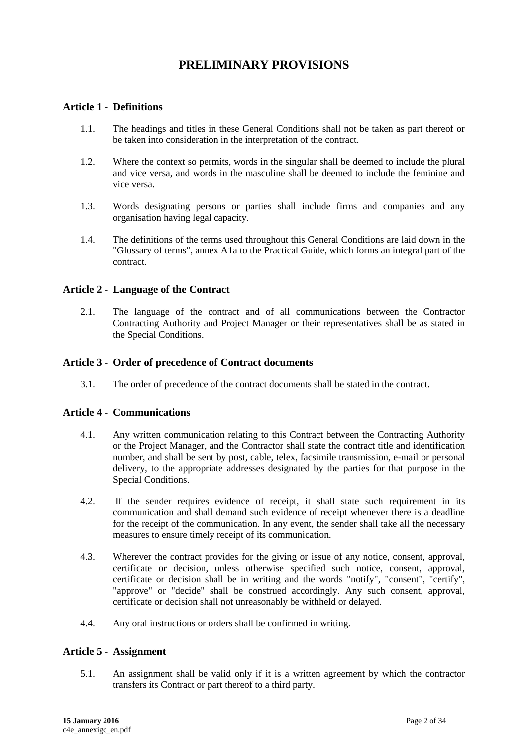# PRELIMINARY PROVISIONS

## Article 1 - Definitions

1.1. The headings and titles in these General Conditions shall not be taken as part thereof or be taken into consideration in the interpretation of the contract.

1.2. Where the context so permits, words in the singular shall be deemed to include the plural and vice versa, and words in the masculine shall be deemed to include the feminine and vice versa.

1.3. Words designating persons or parties shall include firms and companies and any organisation having legal capacity.

1.4. The definitions of the terms used throughout this General Conditions are laid down in the "Glossary of terms", annex A1a to the Practical Guide, which forms an integral part of the contract.

## Article 2 - Language of the Contract

2.1. The language of the contract and of all communications between the Contractor Contracting Authority and Project Manager or their representatives shall be as stated in the Special Conditions.

## Article 3 - Order of precedence of Contract documents

3.1. The order of precedence of the contract documents shall be stated in the contract.

## Article 4 - Communications

4.1. Any written communication relating to this Contract between the Contracting Authority or the Project Manager, and the Contractor shall state the contract title and identification number, and shall be sent by post, cable, telex, facsimile transmission, e-mail or personal delivery, to the appropriate addresses designated by the parties for that purpose in the Special Conditions.

4.2. If the sender requires evidence of receipt, it shall state such requirement in its communication and shall demand such evidence of receipt whenever there is a deadline for the receipt of the communication. In any event, the sender shall take all the necessary measures to ensure timely receipt of its communication.

4.3. Wherever the contract provides for the giving or issue of any notice, consent, approval, certificate or decision, unless otherwise specified such notice, consent, approval, certificate or decision shall be in writing and the words "notify", "consent", "certify", "approve" or "decide" shall be construed accordingly. Any such consent, approval, certificate or decision shall not unreasonably be withheld or delayed.

4.4. Any oral instructions or orders shall be confirmed in writing.

## Article 5 - Assignment

5.1. An assignment shall be valid only if it is a written agreement by which the contractor transfers its Contract or part thereof to a third party.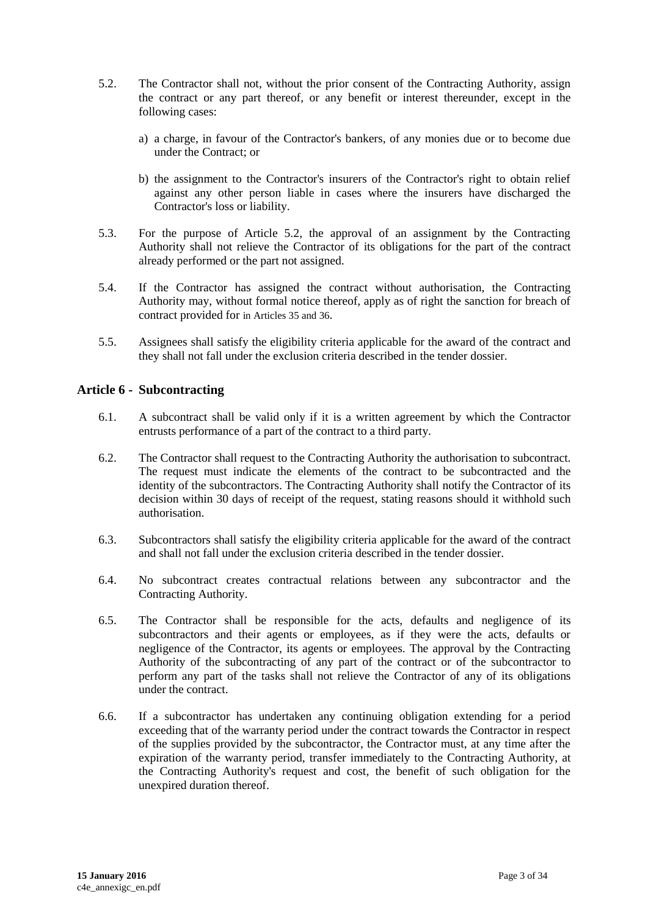5.2. The Contractor shall not, without the prior consent of the Contracting Authority, assign the contract or any part thereof, or any benefit or interest thereunder, except in the following cases:

a) a charge, in favour of the Contractor's bankers, of any monies due or to become due under the Contract; or

b) the assignment to the Contractor's insurers of the Contractor's right to obtain relief against any other person liable in cases where the insurers have discharged the Contractor's loss or liability.

5.3. For the purpose of Article 5.2, the approval of an assignment by the Contracting Authority shall not relieve the Contractor of its obligations for the part of the contract already performed or the part not assigned.

5.4. If the Contractor has assigned the contract without authorisation, the Contracting Authority may, without formal notice thereof, apply as of right the sanction for breach of contract provided for in Articles 35 and 36.

5.5. Assignees shall satisfy the eligibility criteria applicable for the award of the contract and they shall not fall under the exclusion criteria described in the tender dossier.

## Article 6 - Subcontracting

6.1. A subcontract shall be valid only if it is a written agreement by which the Contractor entrusts performance of a part of the contract to a third party.

6.2. The Contractor shall request to the Contracting Authority the authorisation to subcontract. The request must indicate the elements of the contract to be subcontracted and the identity of the subcontractors. The Contracting Authority shall notify the Contractor of its decision within 30 days of receipt of the request, stating reasons should it withhold such authorisation.

6.3. Subcontractors shall satisfy the eligibility criteria applicable for the award of the contract and shall not fall under the exclusion criteria described in the tender dossier.

6.4. No subcontract creates contractual relations between any subcontractor and the Contracting Authority.

6.5. The Contractor shall be responsible for the acts, defaults and negligence of its subcontractors and their agents or employees, as if they were the acts, defaults or negligence of the Contractor, its agents or employees. The approval by the Contracting Authority of the subcontracting of any part of the contract or of the subcontractor to perform any part of the tasks shall not relieve the Contractor of any of its obligations under the contract.

6.6. If a subcontractor has undertaken any continuing obligation extending for a period exceeding that of the warranty period under the contract towards the Contractor in respect of the supplies provided by the subcontractor, the Contractor must, at any time after the expiration of the warranty period, transfer immediately to the Contracting Authority, at the Contracting Authority's request and cost, the benefit of such obligation for the unexpired duration thereof.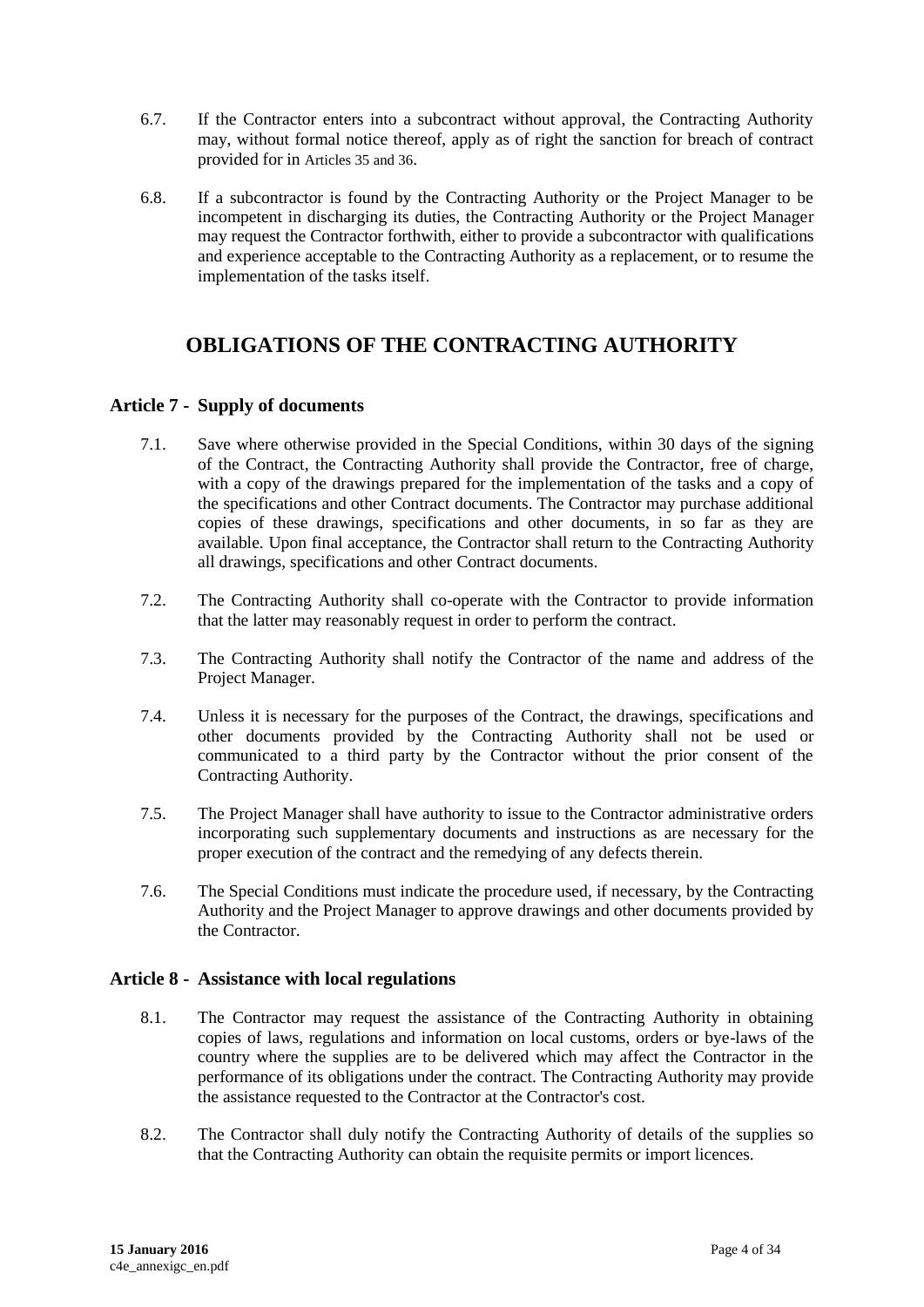6.7. If the Contractor enters into a subcontract without approval, the Contracting Authority may, without formal notice thereof, apply as of right the sanction for breach of contract provided for in Articles 35 and 36.

6.8. If a subcontractor is found by the Contracting Authority or the Project Manager to be incompetent in discharging its duties, the Contracting Authority or the Project Manager may request the Contractor forthwith, either to provide a subcontractor with qualifications and experience acceptable to the Contracting Authority as a replacement, or to resume the implementation of the tasks itself.

# OBLIGATIONS OF THE CONTRACTING AUTHORITY

## Article 7 - Supply of documents

7.1. Save where otherwise provided in the Special Conditions, within 30 days of the signing of the Contract, the Contracting Authority shall provide the Contractor, free of charge, with a copy of the drawings prepared for the implementation of the tasks and a copy of the specifications and other Contract documents. The Contractor may purchase additional copies of these drawings, specifications and other documents, in so far as they are available. Upon final acceptance, the Contractor shall return to the Contracting Authority all drawings, specifications and other Contract documents.

7.2. The Contracting Authority shall co-operate with the Contractor to provide information that the latter may reasonably request in order to perform the contract.

7.3. The Contracting Authority shall notify the Contractor of the name and address of the Project Manager.

7.4. Unless it is necessary for the purposes of the Contract, the drawings, specifications and other documents provided by the Contracting Authority shall not be used or communicated to a third party by the Contractor without the prior consent of the Contracting Authority.

7.5. The Project Manager shall have authority to issue to the Contractor administrative orders incorporating such supplementary documents and instructions as are necessary for the proper execution of the contract and the remedying of any defects therein.

7.6. The Special Conditions must indicate the procedure used, if necessary, by the Contracting Authority and the Project Manager to approve drawings and other documents provided by the Contractor.

## Article 8 - Assistance with local regulations

8.1. The Contractor may request the assistance of the Contracting Authority in obtaining copies of laws, regulations and information on local customs, orders or bye-laws of the country where the supplies are to be delivered which may affect the Contractor in the performance of its obligations under the contract. The Contracting Authority may provide the assistance requested to the Contractor at the Contractor's cost.

8.2. The Contractor shall duly notify the Contracting Authority of details of the supplies so that the Contracting Authority can obtain the requisite permits or import licences.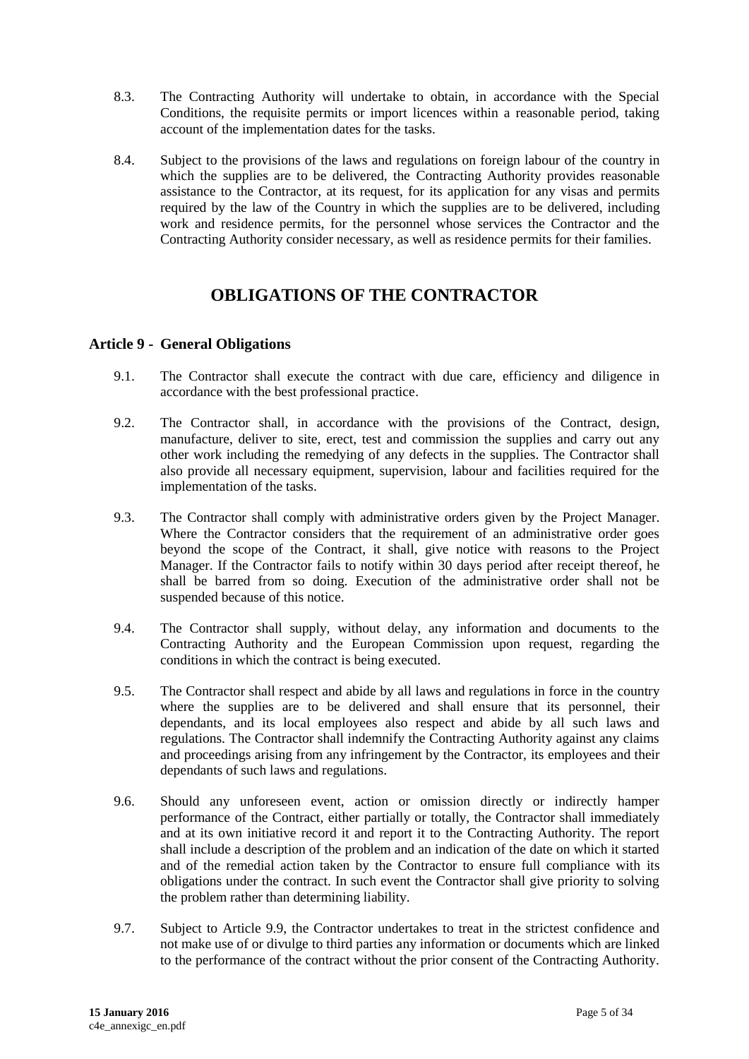8.3. The Contracting Authority will undertake to obtain, in accordance with the Special Conditions, the requisite permits or import licences within a reasonable period, taking account of the implementation dates for the tasks.

8.4. Subject to the provisions of the laws and regulations on foreign labour of the country in which the supplies are to be delivered, the Contracting Authority provides reasonable assistance to the Contractor, at its request, for its application for any visas and permits required by the law of the Country in which the supplies are to be delivered, including work and residence permits, for the personnel whose services the Contractor and the Contracting Authority consider necessary, as well as residence permits for their families.

# OBLIGATIONS OF THE CONTRACTOR

## Article 9 - General Obligations

9.1. The Contractor shall execute the contract with due care, efficiency and diligence in accordance with the best professional practice.

9.2. The Contractor shall, in accordance with the provisions of the Contract, design, manufacture, deliver to site, erect, test and commission the supplies and carry out any other work including the remedying of any defects in the supplies. The Contractor shall also provide all necessary equipment, supervision, labour and facilities required for the implementation of the tasks.

9.3. The Contractor shall comply with administrative orders given by the Project Manager. Where the Contractor considers that the requirement of an administrative order goes beyond the scope of the Contract, it shall, give notice with reasons to the Project Manager. If the Contractor fails to notify within 30 days period after receipt thereof, he shall be barred from so doing. Execution of the administrative order shall not be suspended because of this notice.

9.4. The Contractor shall supply, without delay, any information and documents to the Contracting Authority and the European Commission upon request, regarding the conditions in which the contract is being executed.

9.5. The Contractor shall respect and abide by all laws and regulations in force in the country where the supplies are to be delivered and shall ensure that its personnel, their dependants, and its local employees also respect and abide by all such laws and regulations. The Contractor shall indemnify the Contracting Authority against any claims and proceedings arising from any infringement by the Contractor, its employees and their dependants of such laws and regulations.

9.6. Should any unforeseen event, action or omission directly or indirectly hamper performance of the Contract, either partially or totally, the Contractor shall immediately and at its own initiative record it and report it to the Contracting Authority. The report shall include a description of the problem and an indication of the date on which it started and of the remedial action taken by the Contractor to ensure full compliance with its obligations under the contract. In such event the Contractor shall give priority to solving the problem rather than determining liability.

9.7. Subject to Article 9.9, the Contractor undertakes to treat in the strictest confidence and not make use of or divulge to third parties any information or documents which are linked to the performance of the contract without the prior consent of the Contracting Authority.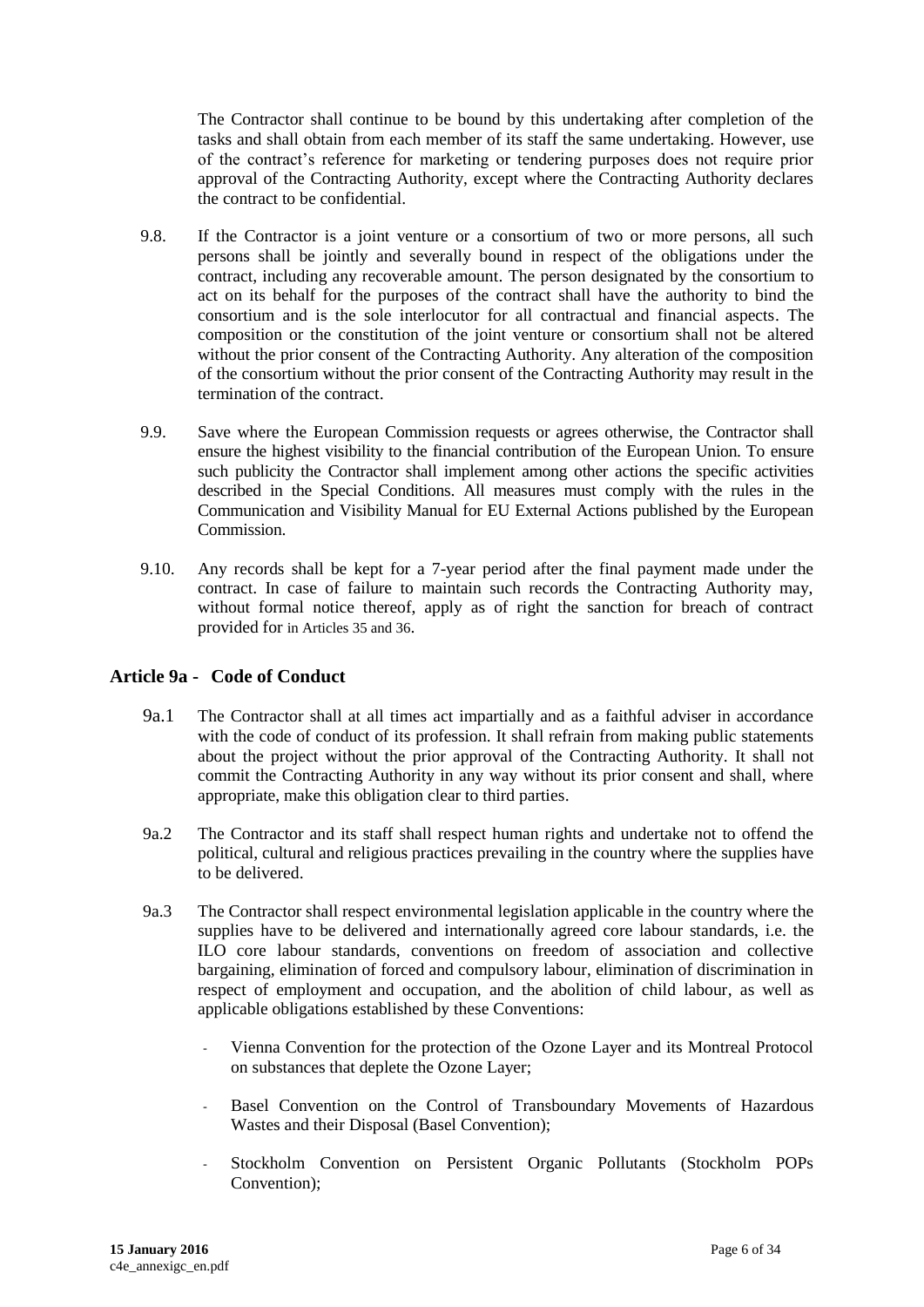The Contractor shall continue to be bound by this undertaking after completion of the tasks and shall obtain from each member of its staff the same undertaking. However, use of the contract's reference for marketing or tendering purposes does not require prior approval of the Contracting Authority, except where the Contracting Authority declares the contract to be confidential.

9.8. If the Contractor is a joint venture or a consortium of two or more persons, all such persons shall be jointly and severally bound in respect of the obligations under the contract, including any recoverable amount. The person designated by the consortium to act on its behalf for the purposes of the contract shall have the authority to bind the consortium and is the sole interlocutor for all contractual and financial aspects. The composition or the constitution of the joint venture or consortium shall not be altered without the prior consent of the Contracting Authority. Any alteration of the composition of the consortium without the prior consent of the Contracting Authority may result in the termination of the contract.

9.9. Save where the European Commission requests or agrees otherwise, the Contractor shall ensure the highest visibility to the financial contribution of the European Union. To ensure such publicity the Contractor shall implement among other actions the specific activities described in the Special Conditions. All measures must comply with the rules in the Communication and Visibility Manual for EU External Actions published by the European Commission.

9.10. Any records shall be kept for a 7-year period after the final payment made under the contract. In case of failure to maintain such records the Contracting Authority may, without formal notice thereof, apply as of right the sanction for breach of contract provided for in Articles 35 and 36.

## Article 9a - Code of Conduct

9a.1 The Contractor shall at all times act impartially and as a faithful adviser in accordance with the code of conduct of its profession. It shall refrain from making public statements about the project without the prior approval of the Contracting Authority. It shall not commit the Contracting Authority in any way without its prior consent and shall, where appropriate, make this obligation clear to third parties.

9a.2 The Contractor and its staff shall respect human rights and undertake not to offend the political, cultural and religious practices prevailing in the country where the supplies have to be delivered.

9a.3 The Contractor shall respect environmental legislation applicable in the country where the supplies have to be delivered and internationally agreed core labour standards, i.e. the ILO core labour standards, conventions on freedom of association and collective bargaining, elimination of forced and compulsory labour, elimination of discrimination in respect of employment and occupation, and the abolition of child labour, as well as applicable obligations established by these Conventions:

- Vienna Convention for the protection of the Ozone Layer and its Montreal Protocol on substances that deplete the Ozone Layer;
- Basel Convention on the Control of Transboundary Movements of Hazardous Wastes and their Disposal (Basel Convention);
- Stockholm Convention on Persistent Organic Pollutants (Stockholm POPs Convention);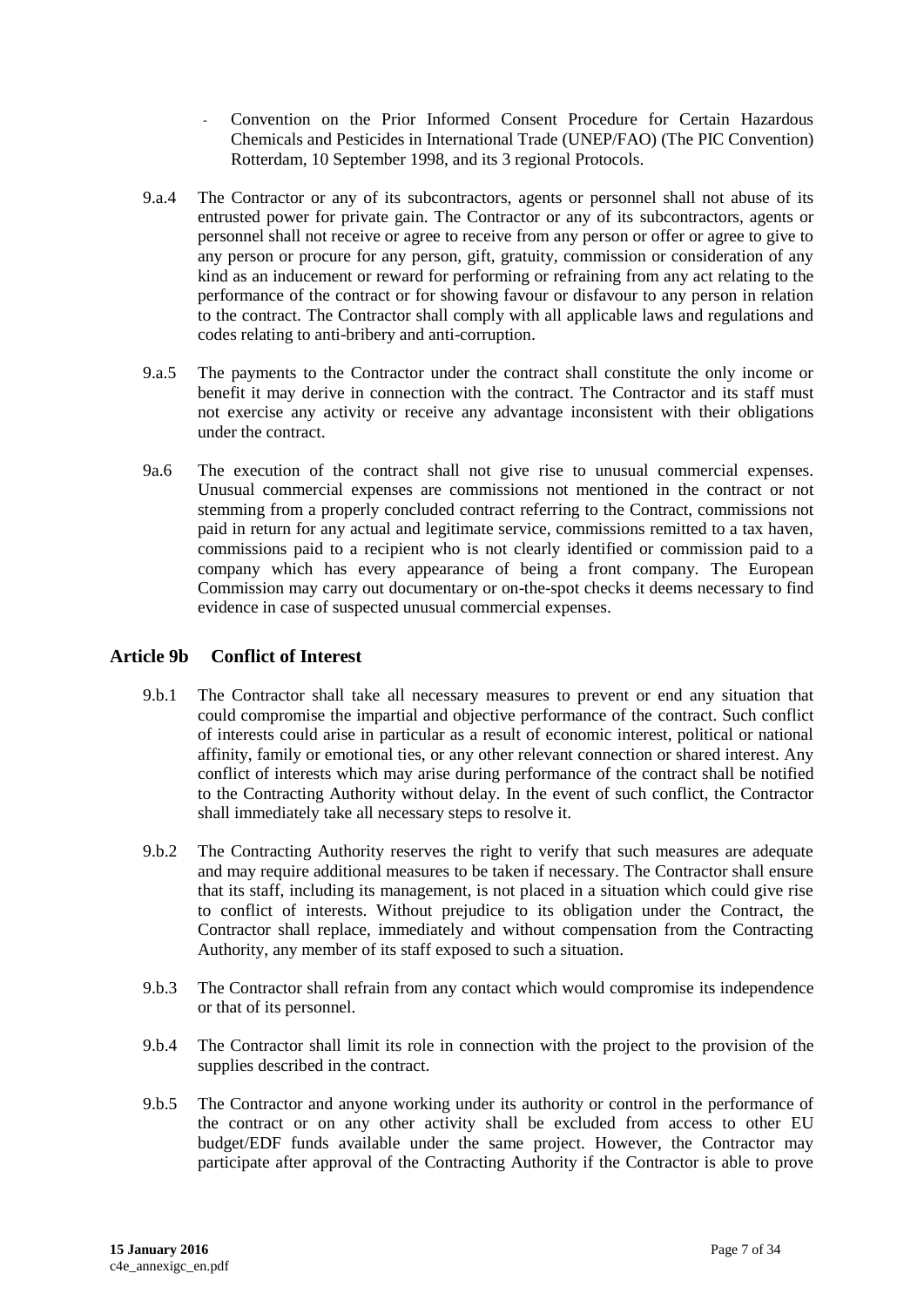- Convention on the Prior Informed Consent Procedure for Certain Hazardous Chemicals and Pesticides in International Trade (UNEP/FAO) (The PIC Convention) Rotterdam, 10 September 1998, and its 3 regional Protocols.

9.a.4 The Contractor or any of its subcontractors, agents or personnel shall not abuse of its entrusted power for private gain. The Contractor or any of its subcontractors, agents or personnel shall not receive or agree to receive from any person or offer or agree to give to any person or procure for any person, gift, gratuity, commission or consideration of any kind as an inducement or reward for performing or refraining from any act relating to the performance of the contract or for showing favour or disfavour to any person in relation to the contract. The Contractor shall comply with all applicable laws and regulations and codes relating to anti-bribery and anti-corruption.

9.a.5 The payments to the Contractor under the contract shall constitute the only income or benefit it may derive in connection with the contract. The Contractor and its staff must not exercise any activity or receive any advantage inconsistent with their obligations under the contract.

9a.6 The execution of the contract shall not give rise to unusual commercial expenses. Unusual commercial expenses are commissions not mentioned in the contract or not stemming from a properly concluded contract referring to the Contract, commissions not paid in return for any actual and legitimate service, commissions remitted to a tax haven, commissions paid to a recipient who is not clearly identified or commission paid to a company which has every appearance of being a front company. The European Commission may carry out documentary or on-the-spot checks it deems necessary to find evidence in case of suspected unusual commercial expenses.

## Article 9b Conflict of Interest

9.b.1 The Contractor shall take all necessary measures to prevent or end any situation that could compromise the impartial and objective performance of the contract. Such conflict of interests could arise in particular as a result of economic interest, political or national affinity, family or emotional ties, or any other relevant connection or shared interest. Any conflict of interests which may arise during performance of the contract shall be notified to the Contracting Authority without delay. In the event of such conflict, the Contractor shall immediately take all necessary steps to resolve it.

9.b.2 The Contracting Authority reserves the right to verify that such measures are adequate and may require additional measures to be taken if necessary. The Contractor shall ensure that its staff, including its management, is not placed in a situation which could give rise to conflict of interests. Without prejudice to its obligation under the Contract, the Contractor shall replace, immediately and without compensation from the Contracting Authority, any member of its staff exposed to such a situation.

9.b.3 The Contractor shall refrain from any contact which would compromise its independence or that of its personnel.

9.b.4 The Contractor shall limit its role in connection with the project to the provision of the supplies described in the contract.

9.b.5 The Contractor and anyone working under its authority or control in the performance of the contract or on any other activity shall be excluded from access to other EU budget/EDF funds available under the same project. However, the Contractor may participate after approval of the Contracting Authority if the Contractor is able to prove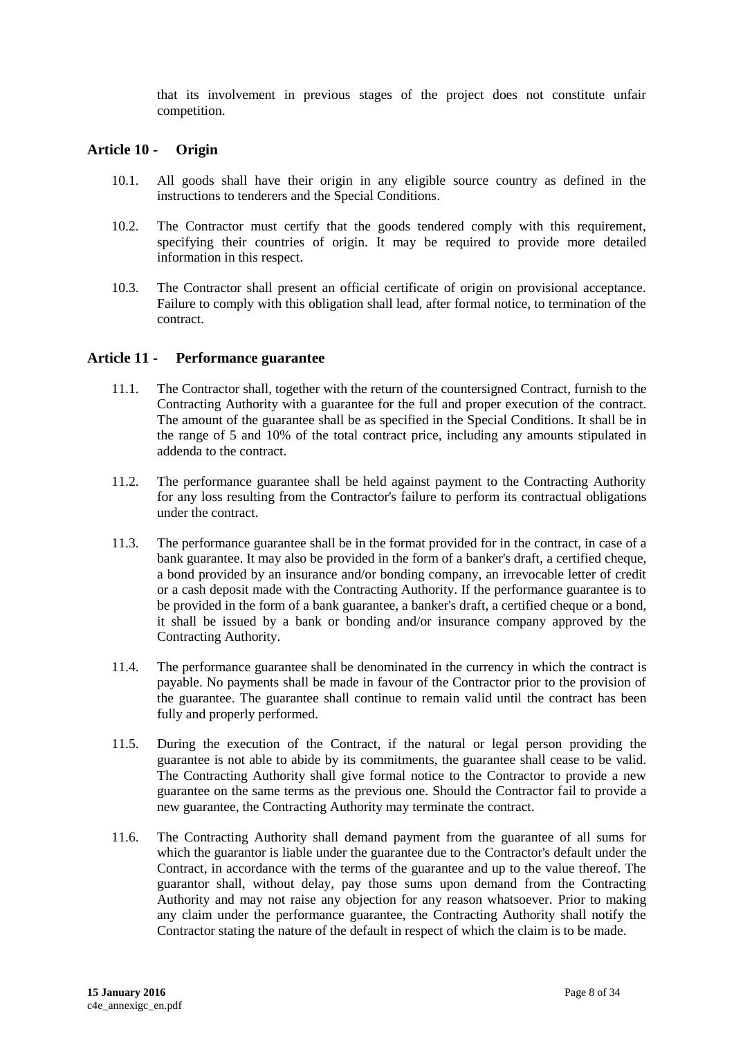that its involvement in previous stages of the project does not constitute unfair competition.

## Article 10 - Origin

10.1. All goods shall have their origin in any eligible source country as defined in the instructions to tenderers and the Special Conditions.

10.2. The Contractor must certify that the goods tendered comply with this requirement, specifying their countries of origin. It may be required to provide more detailed information in this respect.

10.3. The Contractor shall present an official certificate of origin on provisional acceptance. Failure to comply with this obligation shall lead, after formal notice, to termination of the contract.

## Article 11 - Performance guarantee

11.1. The Contractor shall, together with the return of the countersigned Contract, furnish to the Contracting Authority with a guarantee for the full and proper execution of the contract. The amount of the guarantee shall be as specified in the Special Conditions. It shall be in the range of 5 and 10% of the total contract price, including any amounts stipulated in addenda to the contract.

11.2. The performance guarantee shall be held against payment to the Contracting Authority for any loss resulting from the Contractor's failure to perform its contractual obligations under the contract.

11.3. The performance guarantee shall be in the format provided for in the contract, in case of a bank guarantee. It may also be provided in the form of a banker's draft, a certified cheque, a bond provided by an insurance and/or bonding company, an irrevocable letter of credit or a cash deposit made with the Contracting Authority. If the performance guarantee is to be provided in the form of a bank guarantee, a banker's draft, a certified cheque or a bond, it shall be issued by a bank or bonding and/or insurance company approved by the Contracting Authority.

11.4. The performance guarantee shall be denominated in the currency in which the contract is payable. No payments shall be made in favour of the Contractor prior to the provision of the guarantee. The guarantee shall continue to remain valid until the contract has been fully and properly performed.

11.5. During the execution of the Contract, if the natural or legal person providing the guarantee is not able to abide by its commitments, the guarantee shall cease to be valid. The Contracting Authority shall give formal notice to the Contractor to provide a new guarantee on the same terms as the previous one. Should the Contractor fail to provide a new guarantee, the Contracting Authority may terminate the contract.

11.6. The Contracting Authority shall demand payment from the guarantee of all sums for which the guarantor is liable under the guarantee due to the Contractor's default under the Contract, in accordance with the terms of the guarantee and up to the value thereof. The guarantor shall, without delay, pay those sums upon demand from the Contracting Authority and may not raise any objection for any reason whatsoever. Prior to making any claim under the performance guarantee, the Contracting Authority shall notify the Contractor stating the nature of the default in respect of which the claim is to be made.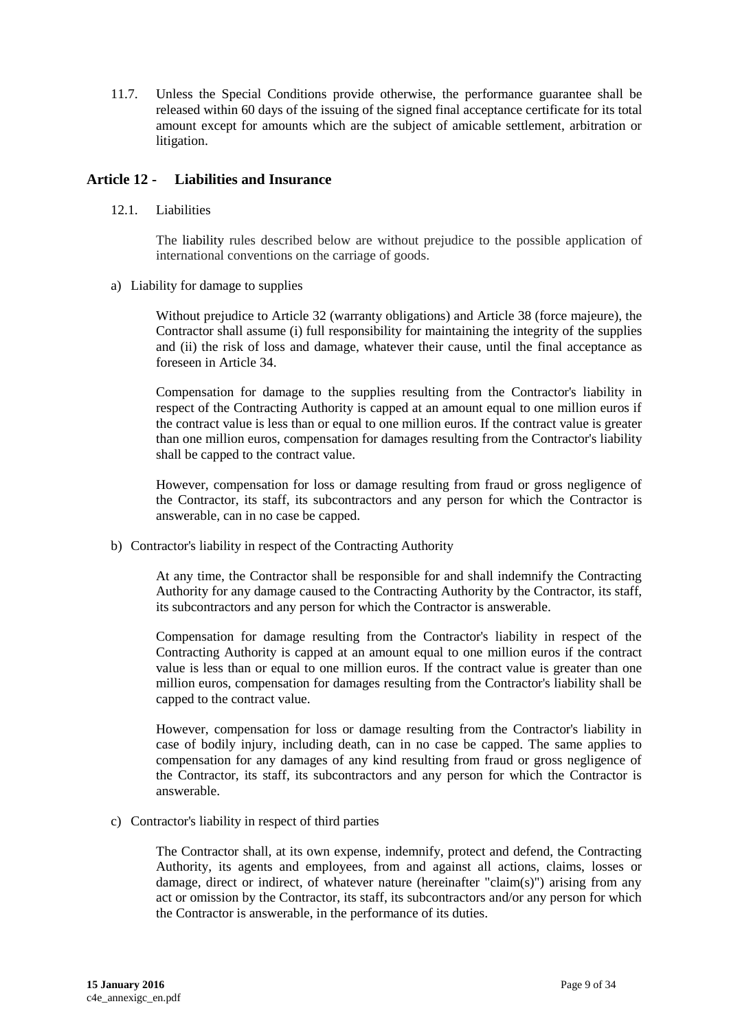11.7. Unless the Special Conditions provide otherwise, the performance guarantee shall be released within 60 days of the issuing of the signed final acceptance certificate for its total amount except for amounts which are the subject of amicable settlement, arbitration or litigation.

## Article 12 - Liabilities and Insurance

12.1. Liabilities

The liability rules described below are without prejudice to the possible application of international conventions on the carriage of goods.

a) Liability for damage to supplies

Without prejudice to Article 32 (warranty obligations) and Article 38 (force majeure), the Contractor shall assume (i) full responsibility for maintaining the integrity of the supplies and (ii) the risk of loss and damage, whatever their cause, until the final acceptance as foreseen in Article 34.

Compensation for damage to the supplies resulting from the Contractor's liability in respect of the Contracting Authority is capped at an amount equal to one million euros if the contract value is less than or equal to one million euros. If the contract value is greater than one million euros, compensation for damages resulting from the Contractor's liability shall be capped to the contract value.

However, compensation for loss or damage resulting from fraud or gross negligence of the Contractor, its staff, its subcontractors and any person for which the Contractor is answerable, can in no case be capped.

b) Contractor's liability in respect of the Contracting Authority

At any time, the Contractor shall be responsible for and shall indemnify the Contracting Authority for any damage caused to the Contracting Authority by the Contractor, its staff, its subcontractors and any person for which the Contractor is answerable.

Compensation for damage resulting from the Contractor's liability in respect of the Contracting Authority is capped at an amount equal to one million euros if the contract value is less than or equal to one million euros. If the contract value is greater than one million euros, compensation for damages resulting from the Contractor's liability shall be capped to the contract value.

However, compensation for loss or damage resulting from the Contractor's liability in case of bodily injury, including death, can in no case be capped. The same applies to compensation for any damages of any kind resulting from fraud or gross negligence of the Contractor, its staff, its subcontractors and any person for which the Contractor is answerable.

c) Contractor's liability in respect of third parties

The Contractor shall, at its own expense, indemnify, protect and defend, the Contracting Authority, its agents and employees, from and against all actions, claims, losses or damage, direct or indirect, of whatever nature (hereinafter "claim(s)") arising from any act or omission by the Contractor, its staff, its subcontractors and/or any person for which the Contractor is answerable, in the performance of its duties.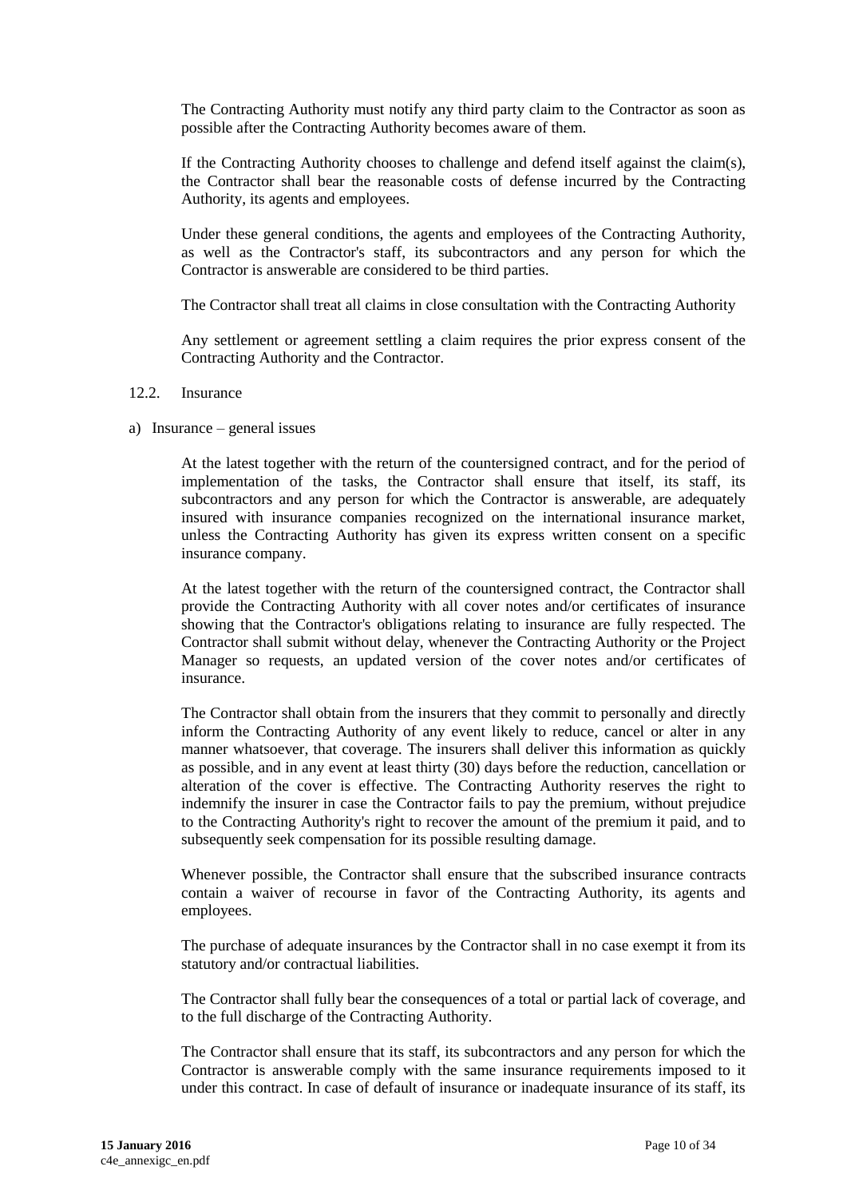The Contracting Authority must notify any third party claim to the Contractor as soon as possible after the Contracting Authority becomes aware of them.

If the Contracting Authority chooses to challenge and defend itself against the claim(s), the Contractor shall bear the reasonable costs of defense incurred by the Contracting Authority, its agents and employees.

Under these general conditions, the agents and employees of the Contracting Authority, as well as the Contractor's staff, its subcontractors and any person for which the Contractor is answerable are considered to be third parties.

The Contractor shall treat all claims in close consultation with the Contracting Authority

Any settlement or agreement settling a claim requires the prior express consent of the Contracting Authority and the Contractor.

### 12.2. Insurance

#### a) Insurance – general issues

At the latest together with the return of the countersigned contract, and for the period of implementation of the tasks, the Contractor shall ensure that itself, its staff, its subcontractors and any person for which the Contractor is answerable, are adequately insured with insurance companies recognized on the international insurance market, unless the Contracting Authority has given its express written consent on a specific insurance company.

At the latest together with the return of the countersigned contract, the Contractor shall provide the Contracting Authority with all cover notes and/or certificates of insurance showing that the Contractor's obligations relating to insurance are fully respected. The Contractor shall submit without delay, whenever the Contracting Authority or the Project Manager so requests, an updated version of the cover notes and/or certificates of insurance.

The Contractor shall obtain from the insurers that they commit to personally and directly inform the Contracting Authority of any event likely to reduce, cancel or alter in any manner whatsoever, that coverage. The insurers shall deliver this information as quickly as possible, and in any event at least thirty (30) days before the reduction, cancellation or alteration of the cover is effective. The Contracting Authority reserves the right to indemnify the insurer in case the Contractor fails to pay the premium, without prejudice to the Contracting Authority's right to recover the amount of the premium it paid, and to subsequently seek compensation for its possible resulting damage.

Whenever possible, the Contractor shall ensure that the subscribed insurance contracts contain a waiver of recourse in favor of the Contracting Authority, its agents and employees.

The purchase of adequate insurances by the Contractor shall in no case exempt it from its statutory and/or contractual liabilities.

The Contractor shall fully bear the consequences of a total or partial lack of coverage, and to the full discharge of the Contracting Authority.

The Contractor shall ensure that its staff, its subcontractors and any person for which the Contractor is answerable comply with the same insurance requirements imposed to it under this contract. In case of default of insurance or inadequate insurance of its staff, its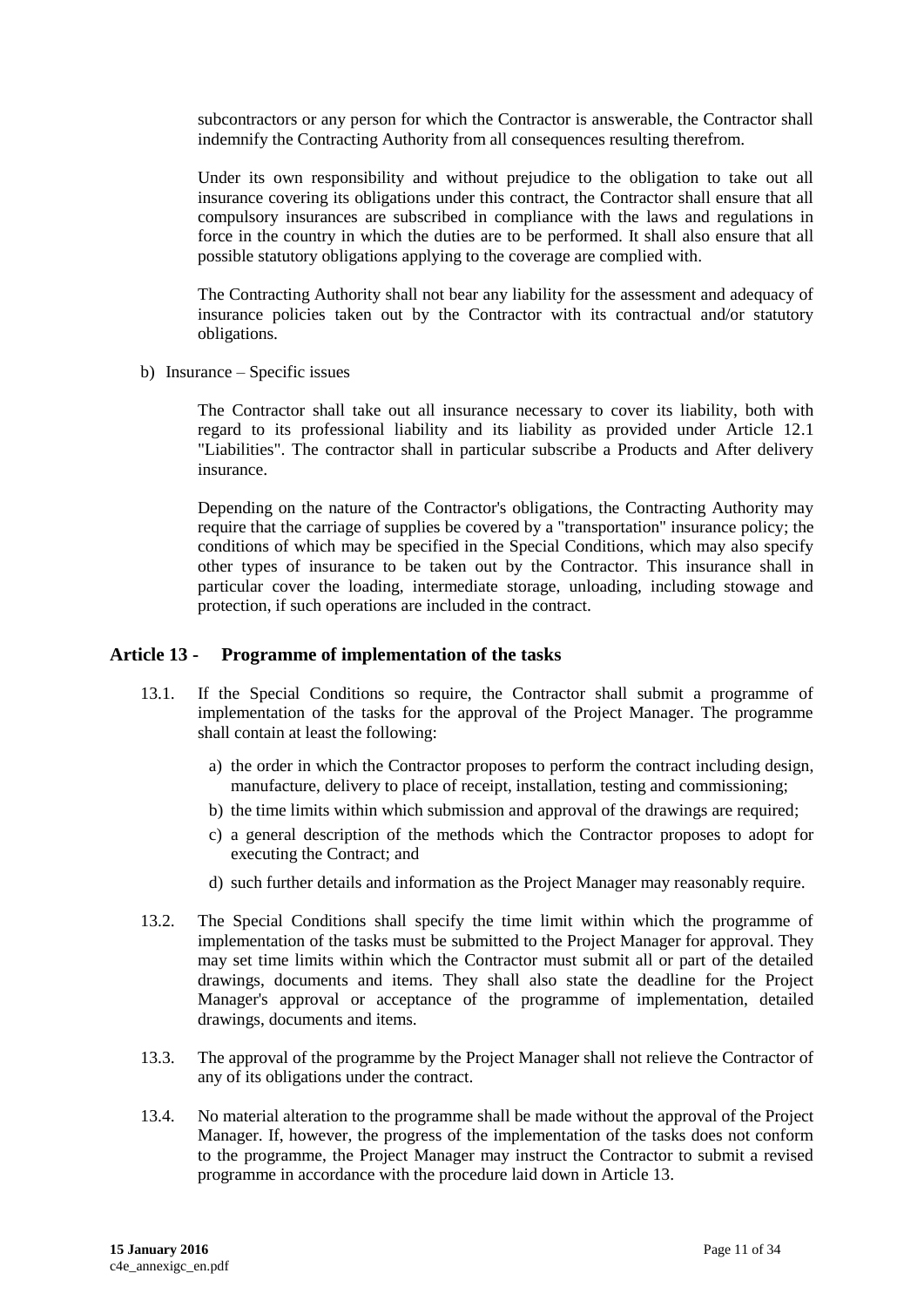subcontractors or any person for which the Contractor is answerable, the Contractor shall indemnify the Contracting Authority from all consequences resulting therefrom.

Under its own responsibility and without prejudice to the obligation to take out all insurance covering its obligations under this contract, the Contractor shall ensure that all compulsory insurances are subscribed in compliance with the laws and regulations in force in the country in which the duties are to be performed. It shall also ensure that all possible statutory obligations applying to the coverage are complied with.

The Contracting Authority shall not bear any liability for the assessment and adequacy of insurance policies taken out by the Contractor with its contractual and/or statutory obligations.

b) Insurance – Specific issues

The Contractor shall take out all insurance necessary to cover its liability, both with regard to its professional liability and its liability as provided under Article 12.1 "Liabilities". The contractor shall in particular subscribe a Products and After delivery insurance.

Depending on the nature of the Contractor's obligations, the Contracting Authority may require that the carriage of supplies be covered by a "transportation" insurance policy; the conditions of which may be specified in the Special Conditions, which may also specify other types of insurance to be taken out by the Contractor. This insurance shall in particular cover the loading, intermediate storage, unloading, including stowage and protection, if such operations are included in the contract.

## Article 13 - Programme of implementation of the tasks

13.1. If the Special Conditions so require, the Contractor shall submit a programme of implementation of the tasks for the approval of the Project Manager. The programme shall contain at least the following:

a) the order in which the Contractor proposes to perform the contract including design, manufacture, delivery to place of receipt, installation, testing and commissioning;

b) the time limits within which submission and approval of the drawings are required;

c) a general description of the methods which the Contractor proposes to adopt for executing the Contract; and

d) such further details and information as the Project Manager may reasonably require.

13.2. The Special Conditions shall specify the time limit within which the programme of implementation of the tasks must be submitted to the Project Manager for approval. They may set time limits within which the Contractor must submit all or part of the detailed drawings, documents and items. They shall also state the deadline for the Project Manager's approval or acceptance of the programme of implementation, detailed drawings, documents and items.

13.3. The approval of the programme by the Project Manager shall not relieve the Contractor of any of its obligations under the contract.

13.4. No material alteration to the programme shall be made without the approval of the Project Manager. If, however, the progress of the implementation of the tasks does not conform to the programme, the Project Manager may instruct the Contractor to submit a revised programme in accordance with the procedure laid down in Article 13.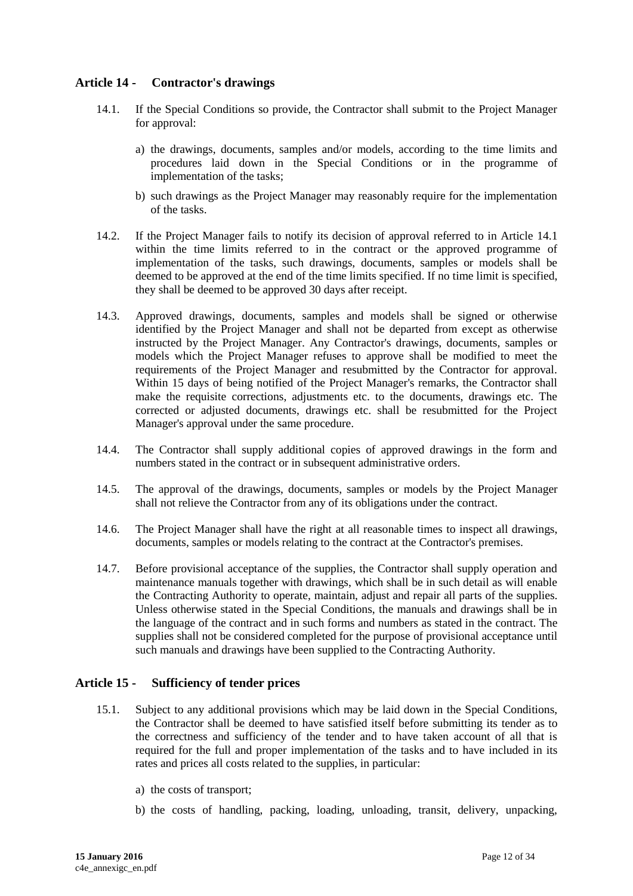## Article 14 - Contractor's drawings

14.1. If the Special Conditions so provide, the Contractor shall submit to the Project Manager for approval:

a) the drawings, documents, samples and/or models, according to the time limits and procedures laid down in the Special Conditions or in the programme of implementation of the tasks;

b) such drawings as the Project Manager may reasonably require for the implementation of the tasks.

14.2. If the Project Manager fails to notify its decision of approval referred to in Article 14.1 within the time limits referred to in the contract or the approved programme of implementation of the tasks, such drawings, documents, samples or models shall be deemed to be approved at the end of the time limits specified. If no time limit is specified, they shall be deemed to be approved 30 days after receipt.

14.3. Approved drawings, documents, samples and models shall be signed or otherwise identified by the Project Manager and shall not be departed from except as otherwise instructed by the Project Manager. Any Contractor's drawings, documents, samples or models which the Project Manager refuses to approve shall be modified to meet the requirements of the Project Manager and resubmitted by the Contractor for approval. Within 15 days of being notified of the Project Manager's remarks, the Contractor shall make the requisite corrections, adjustments etc. to the documents, drawings etc. The corrected or adjusted documents, drawings etc. shall be resubmitted for the Project Manager's approval under the same procedure.

14.4. The Contractor shall supply additional copies of approved drawings in the form and numbers stated in the contract or in subsequent administrative orders.

14.5. The approval of the drawings, documents, samples or models by the Project Manager shall not relieve the Contractor from any of its obligations under the contract.

14.6. The Project Manager shall have the right at all reasonable times to inspect all drawings, documents, samples or models relating to the contract at the Contractor's premises.

14.7. Before provisional acceptance of the supplies, the Contractor shall supply operation and maintenance manuals together with drawings, which shall be in such detail as will enable the Contracting Authority to operate, maintain, adjust and repair all parts of the supplies. Unless otherwise stated in the Special Conditions, the manuals and drawings shall be in the language of the contract and in such forms and numbers as stated in the contract. The supplies shall not be considered completed for the purpose of provisional acceptance until such manuals and drawings have been supplied to the Contracting Authority.

## Article 15 - Sufficiency of tender prices

15.1. Subject to any additional provisions which may be laid down in the Special Conditions, the Contractor shall be deemed to have satisfied itself before submitting its tender as to the correctness and sufficiency of the tender and to have taken account of all that is required for the full and proper implementation of the tasks and to have included in its rates and prices all costs related to the supplies, in particular:

a) the costs of transport;

b) the costs of handling, packing, loading, unloading, transit, delivery, unpacking,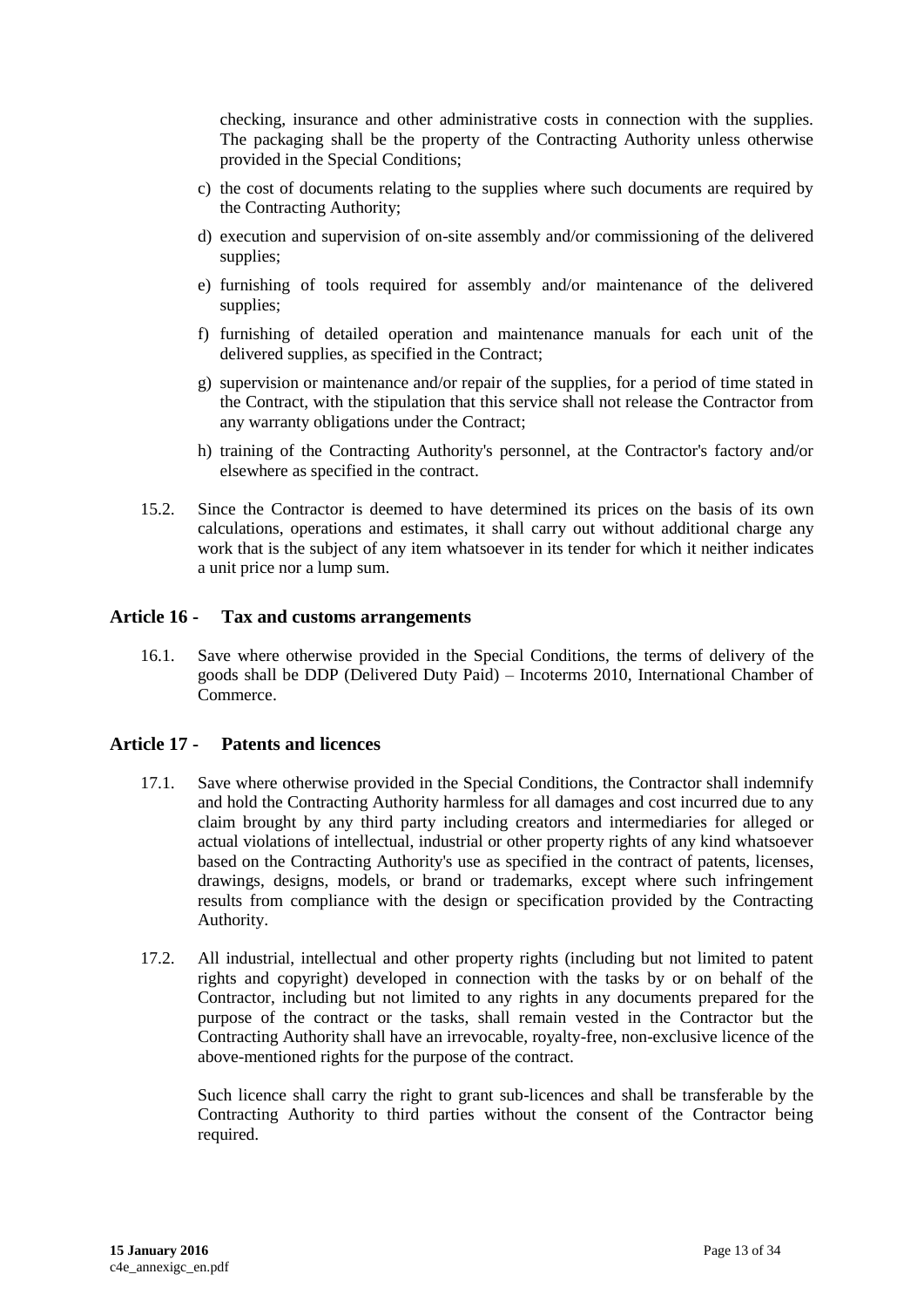checking, insurance and other administrative costs in connection with the supplies. The packaging shall be the property of the Contracting Authority unless otherwise provided in the Special Conditions;

c) the cost of documents relating to the supplies where such documents are required by the Contracting Authority;

d) execution and supervision of on-site assembly and/or commissioning of the delivered supplies;

e) furnishing of tools required for assembly and/or maintenance of the delivered supplies;

f) furnishing of detailed operation and maintenance manuals for each unit of the delivered supplies, as specified in the Contract;

g) supervision or maintenance and/or repair of the supplies, for a period of time stated in the Contract, with the stipulation that this service shall not release the Contractor from any warranty obligations under the Contract;

h) training of the Contracting Authority's personnel, at the Contractor's factory and/or elsewhere as specified in the contract.

15.2. Since the Contractor is deemed to have determined its prices on the basis of its own calculations, operations and estimates, it shall carry out without additional charge any work that is the subject of any item whatsoever in its tender for which it neither indicates a unit price nor a lump sum.

## Article 16 - Tax and customs arrangements

16.1. Save where otherwise provided in the Special Conditions, the terms of delivery of the goods shall be DDP (Delivered Duty Paid) – Incoterms 2010, International Chamber of Commerce.

## Article 17 - Patents and licences

17.1. Save where otherwise provided in the Special Conditions, the Contractor shall indemnify and hold the Contracting Authority harmless for all damages and cost incurred due to any claim brought by any third party including creators and intermediaries for alleged or actual violations of intellectual, industrial or other property rights of any kind whatsoever based on the Contracting Authority's use as specified in the contract of patents, licenses, drawings, designs, models, or brand or trademarks, except where such infringement results from compliance with the design or specification provided by the Contracting Authority.

17.2. All industrial, intellectual and other property rights (including but not limited to patent rights and copyright) developed in connection with the tasks by or on behalf of the Contractor, including but not limited to any rights in any documents prepared for the purpose of the contract or the tasks, shall remain vested in the Contractor but the Contracting Authority shall have an irrevocable, royalty-free, non-exclusive licence of the above-mentioned rights for the purpose of the contract.

Such licence shall carry the right to grant sub-licences and shall be transferable by the Contracting Authority to third parties without the consent of the Contractor being required.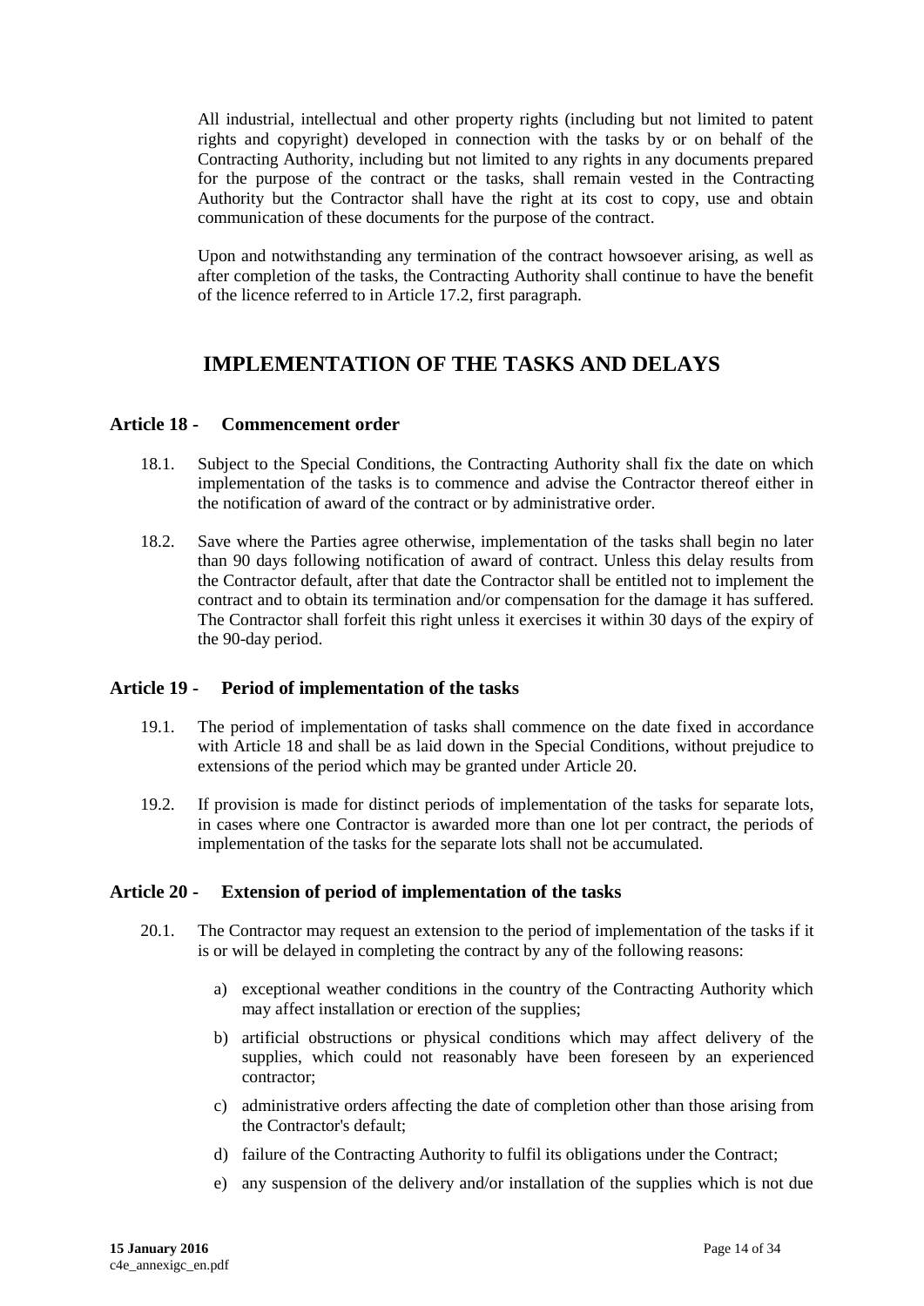All industrial, intellectual and other property rights (including but not limited to patent rights and copyright) developed in connection with the tasks by or on behalf of the Contracting Authority, including but not limited to any rights in any documents prepared for the purpose of the contract or the tasks, shall remain vested in the Contracting Authority but the Contractor shall have the right at its cost to copy, use and obtain communication of these documents for the purpose of the contract.

Upon and notwithstanding any termination of the contract howsoever arising, as well as after completion of the tasks, the Contracting Authority shall continue to have the benefit of the licence referred to in Article 17.2, first paragraph.

# IMPLEMENTATION OF THE TASKS AND DELAYS

## Article 18 - Commencement order

18.1. Subject to the Special Conditions, the Contracting Authority shall fix the date on which implementation of the tasks is to commence and advise the Contractor thereof either in the notification of award of the contract or by administrative order.

18.2. Save where the Parties agree otherwise, implementation of the tasks shall begin no later than 90 days following notification of award of contract. Unless this delay results from the Contractor default, after that date the Contractor shall be entitled not to implement the contract and to obtain its termination and/or compensation for the damage it has suffered. The Contractor shall forfeit this right unless it exercises it within 30 days of the expiry of the 90-day period.

## Article 19 - Period of implementation of the tasks

19.1. The period of implementation of tasks shall commence on the date fixed in accordance with Article 18 and shall be as laid down in the Special Conditions, without prejudice to extensions of the period which may be granted under Article 20.

19.2. If provision is made for distinct periods of implementation of the tasks for separate lots, in cases where one Contractor is awarded more than one lot per contract, the periods of implementation of the tasks for the separate lots shall not be accumulated.

## Article 20 - Extension of period of implementation of the tasks

20.1. The Contractor may request an extension to the period of implementation of the tasks if it is or will be delayed in completing the contract by any of the following reasons:

a) exceptional weather conditions in the country of the Contracting Authority which may affect installation or erection of the supplies;

b) artificial obstructions or physical conditions which may affect delivery of the supplies, which could not reasonably have been foreseen by an experienced contractor;

c) administrative orders affecting the date of completion other than those arising from the Contractor's default;

d) failure of the Contracting Authority to fulfil its obligations under the Contract;

e) any suspension of the delivery and/or installation of the supplies which is not due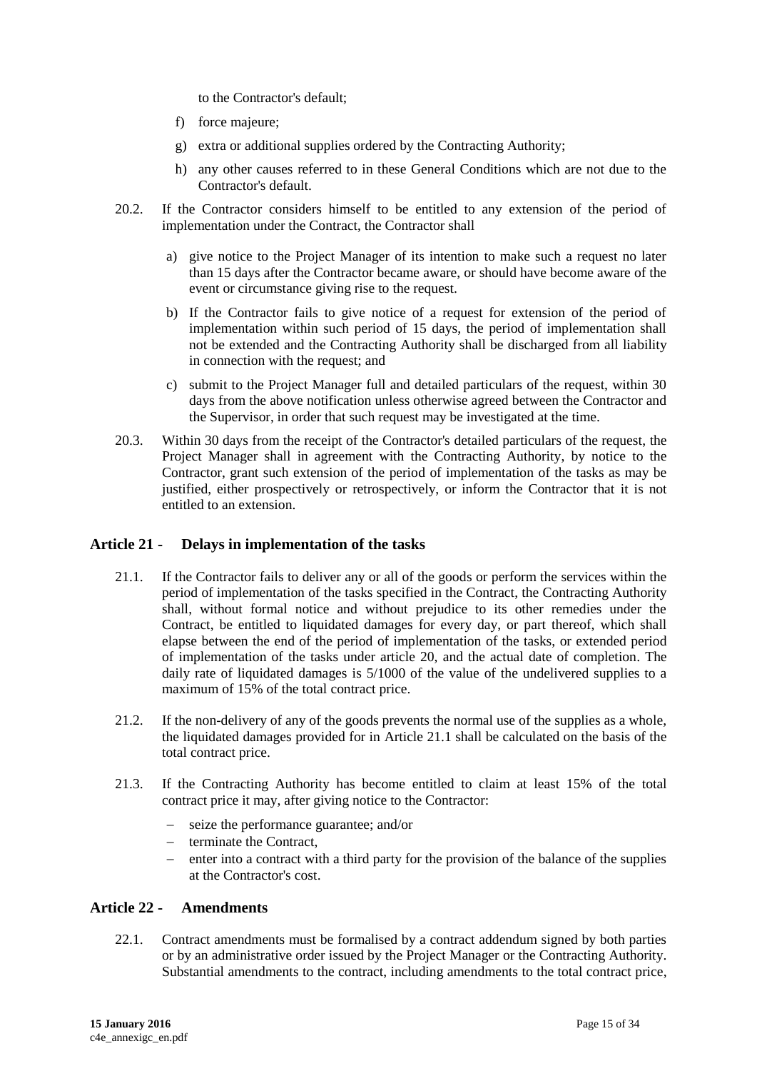to the Contractor's default;

f) force majeure;

g) extra or additional supplies ordered by the Contracting Authority;

h) any other causes referred to in these General Conditions which are not due to the Contractor's default.

20.2. If the Contractor considers himself to be entitled to any extension of the period of implementation under the Contract, the Contractor shall

a) give notice to the Project Manager of its intention to make such a request no later than 15 days after the Contractor became aware, or should have become aware of the event or circumstance giving rise to the request.

b) If the Contractor fails to give notice of a request for extension of the period of implementation within such period of 15 days, the period of implementation shall not be extended and the Contracting Authority shall be discharged from all liability in connection with the request; and

c) submit to the Project Manager full and detailed particulars of the request, within 30 days from the above notification unless otherwise agreed between the Contractor and the Supervisor, in order that such request may be investigated at the time.

20.3. Within 30 days from the receipt of the Contractor's detailed particulars of the request, the Project Manager shall in agreement with the Contracting Authority, by notice to the Contractor, grant such extension of the period of implementation of the tasks as may be justified, either prospectively or retrospectively, or inform the Contractor that it is not entitled to an extension.

## Article 21 - Delays in implementation of the tasks

21.1. If the Contractor fails to deliver any or all of the goods or perform the services within the period of implementation of the tasks specified in the Contract, the Contracting Authority shall, without formal notice and without prejudice to its other remedies under the Contract, be entitled to liquidated damages for every day, or part thereof, which shall elapse between the end of the period of implementation of the tasks, or extended period of implementation of the tasks under article 20, and the actual date of completion. The daily rate of liquidated damages is 5/1000 of the value of the undelivered supplies to a maximum of 15% of the total contract price.

21.2. If the non-delivery of any of the goods prevents the normal use of the supplies as a whole, the liquidated damages provided for in Article 21.1 shall be calculated on the basis of the total contract price.

21.3. If the Contracting Authority has become entitled to claim at least 15% of the total contract price it may, after giving notice to the Contractor:

- seize the performance guarantee; and/or
- terminate the Contract,
- enter into a contract with a third party for the provision of the balance of the supplies at the Contractor's cost.

## Article 22 - Amendments

22.1. Contract amendments must be formalised by a contract addendum signed by both parties or by an administrative order issued by the Project Manager or the Contracting Authority. Substantial amendments to the contract, including amendments to the total contract price,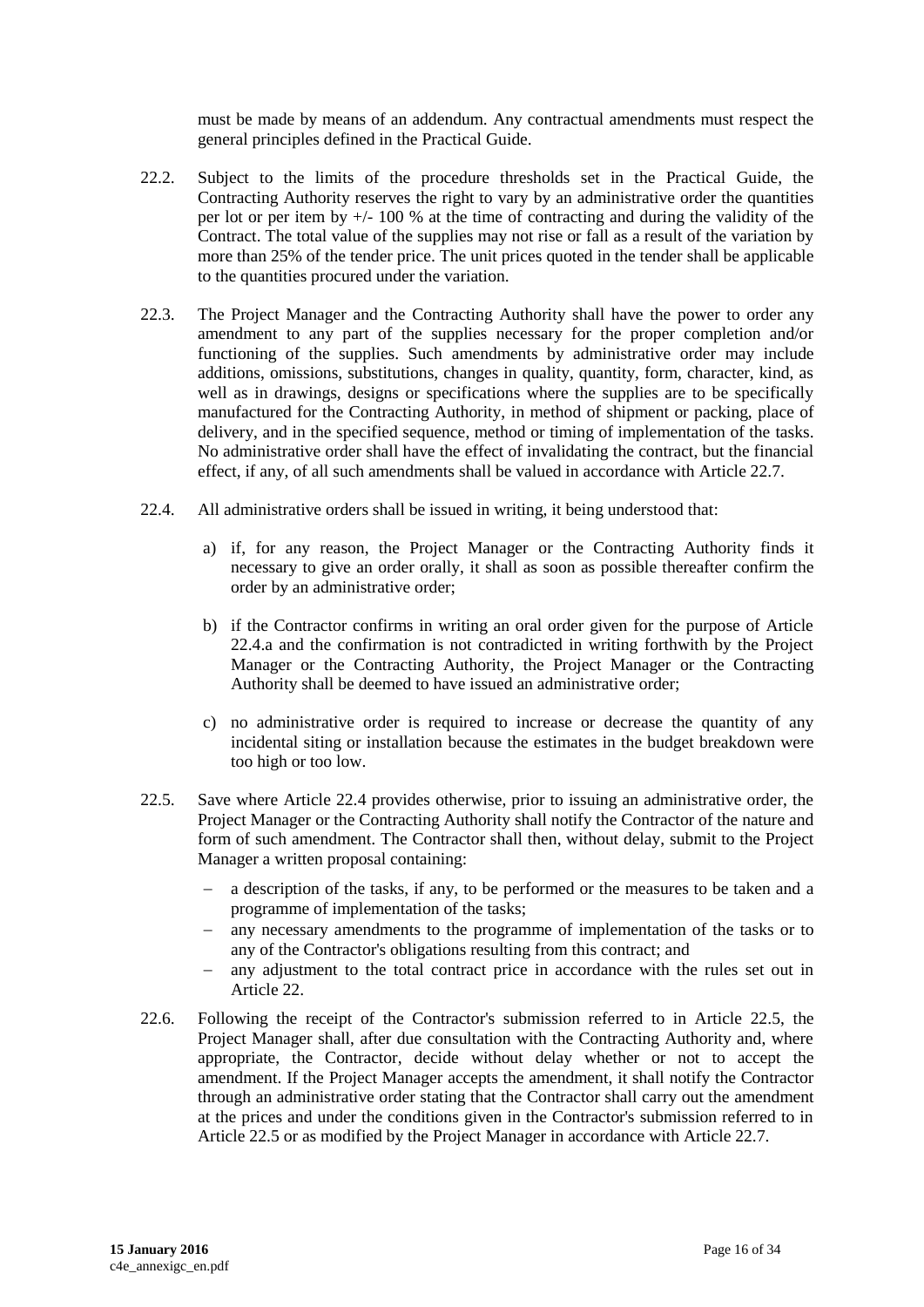must be made by means of an addendum. Any contractual amendments must respect the general principles defined in the Practical Guide.

22.2. Subject to the limits of the procedure thresholds set in the Practical Guide, the Contracting Authority reserves the right to vary by an administrative order the quantities per lot or per item by +/- 100 % at the time of contracting and during the validity of the Contract. The total value of the supplies may not rise or fall as a result of the variation by more than 25% of the tender price. The unit prices quoted in the tender shall be applicable to the quantities procured under the variation.

22.3. The Project Manager and the Contracting Authority shall have the power to order any amendment to any part of the supplies necessary for the proper completion and/or functioning of the supplies. Such amendments by administrative order may include additions, omissions, substitutions, changes in quality, quantity, form, character, kind, as well as in drawings, designs or specifications where the supplies are to be specifically manufactured for the Contracting Authority, in method of shipment or packing, place of delivery, and in the specified sequence, method or timing of implementation of the tasks. No administrative order shall have the effect of invalidating the contract, but the financial effect, if any, of all such amendments shall be valued in accordance with Article 22.7.

22.4. All administrative orders shall be issued in writing, it being understood that:

a) if, for any reason, the Project Manager or the Contracting Authority finds it necessary to give an order orally, it shall as soon as possible thereafter confirm the order by an administrative order;

b) if the Contractor confirms in writing an oral order given for the purpose of Article 22.4.a and the confirmation is not contradicted in writing forthwith by the Project Manager or the Contracting Authority, the Project Manager or the Contracting Authority shall be deemed to have issued an administrative order;

c) no administrative order is required to increase or decrease the quantity of any incidental siting or installation because the estimates in the budget breakdown were too high or too low.

22.5. Save where Article 22.4 provides otherwise, prior to issuing an administrative order, the Project Manager or the Contracting Authority shall notify the Contractor of the nature and form of such amendment. The Contractor shall then, without delay, submit to the Project Manager a written proposal containing:

- a description of the tasks, if any, to be performed or the measures to be taken and a programme of implementation of the tasks;
- any necessary amendments to the programme of implementation of the tasks or to any of the Contractor's obligations resulting from this contract; and
- any adjustment to the total contract price in accordance with the rules set out in Article 22.

22.6. Following the receipt of the Contractor's submission referred to in Article 22.5, the Project Manager shall, after due consultation with the Contracting Authority and, where appropriate, the Contractor, decide without delay whether or not to accept the amendment. If the Project Manager accepts the amendment, it shall notify the Contractor through an administrative order stating that the Contractor shall carry out the amendment at the prices and under the conditions given in the Contractor's submission referred to in Article 22.5 or as modified by the Project Manager in accordance with Article 22.7.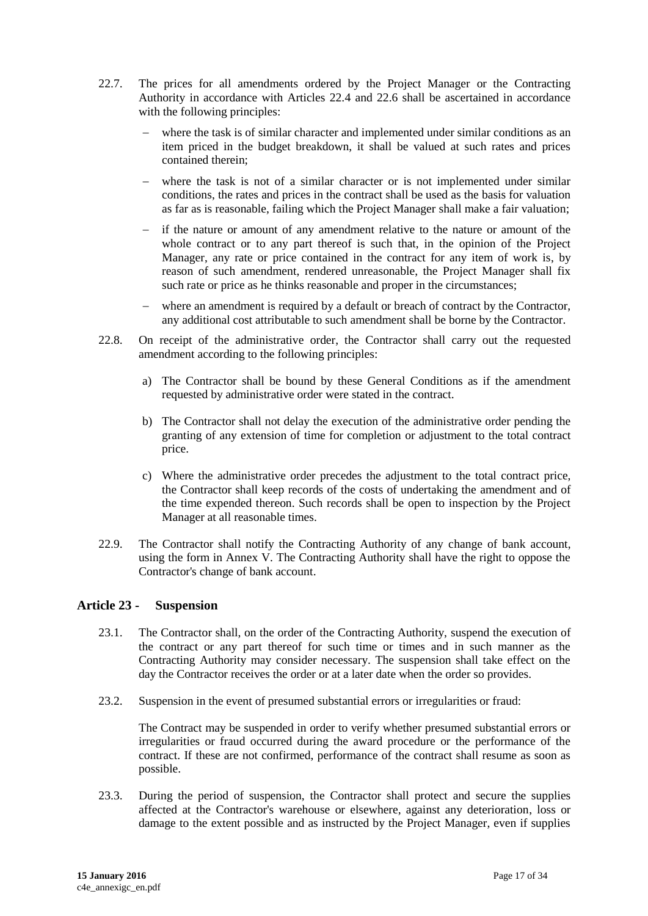22.7. The prices for all amendments ordered by the Project Manager or the Contracting Authority in accordance with Articles 22.4 and 22.6 shall be ascertained in accordance with the following principles:

- where the task is of similar character and implemented under similar conditions as an item priced in the budget breakdown, it shall be valued at such rates and prices contained therein;
- where the task is not of a similar character or is not implemented under similar conditions, the rates and prices in the contract shall be used as the basis for valuation as far as is reasonable, failing which the Project Manager shall make a fair valuation;
- if the nature or amount of any amendment relative to the nature or amount of the whole contract or to any part thereof is such that, in the opinion of the Project Manager, any rate or price contained in the contract for any item of work is, by reason of such amendment, rendered unreasonable, the Project Manager shall fix such rate or price as he thinks reasonable and proper in the circumstances;
- where an amendment is required by a default or breach of contract by the Contractor, any additional cost attributable to such amendment shall be borne by the Contractor.

22.8. On receipt of the administrative order, the Contractor shall carry out the requested amendment according to the following principles:

a) The Contractor shall be bound by these General Conditions as if the amendment requested by administrative order were stated in the contract.

b) The Contractor shall not delay the execution of the administrative order pending the granting of any extension of time for completion or adjustment to the total contract price.

c) Where the administrative order precedes the adjustment to the total contract price, the Contractor shall keep records of the costs of undertaking the amendment and of the time expended thereon. Such records shall be open to inspection by the Project Manager at all reasonable times.

22.9. The Contractor shall notify the Contracting Authority of any change of bank account, using the form in Annex V. The Contracting Authority shall have the right to oppose the Contractor's change of bank account.

## Article 23 - Suspension

23.1. The Contractor shall, on the order of the Contracting Authority, suspend the execution of the contract or any part thereof for such time or times and in such manner as the Contracting Authority may consider necessary. The suspension shall take effect on the day the Contractor receives the order or at a later date when the order so provides.

23.2. Suspension in the event of presumed substantial errors or irregularities or fraud:

The Contract may be suspended in order to verify whether presumed substantial errors or irregularities or fraud occurred during the award procedure or the performance of the contract. If these are not confirmed, performance of the contract shall resume as soon as possible.

23.3. During the period of suspension, the Contractor shall protect and secure the supplies affected at the Contractor's warehouse or elsewhere, against any deterioration, loss or damage to the extent possible and as instructed by the Project Manager, even if supplies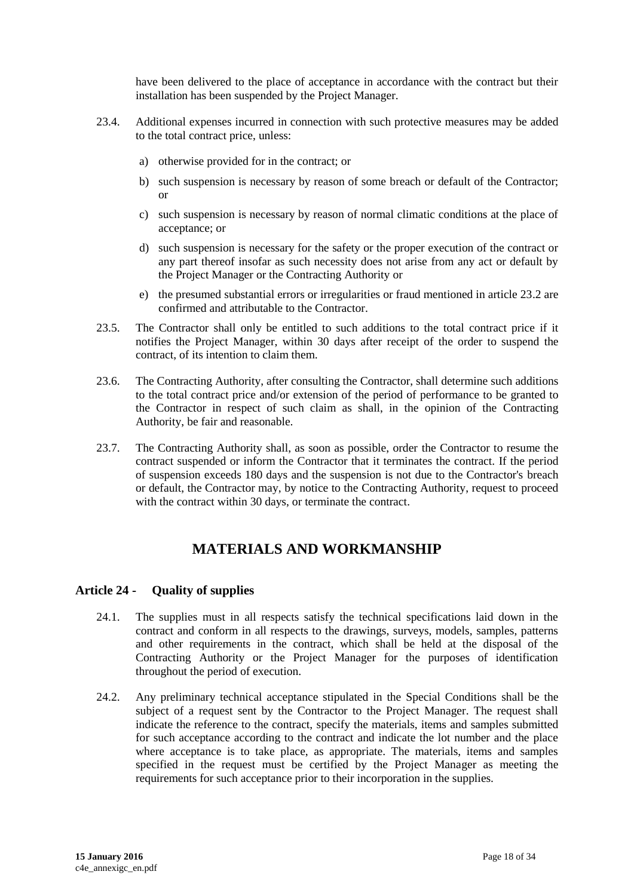have been delivered to the place of acceptance in accordance with the contract but their installation has been suspended by the Project Manager.

23.4. Additional expenses incurred in connection with such protective measures may be added to the total contract price, unless:

a) otherwise provided for in the contract; or

b) such suspension is necessary by reason of some breach or default of the Contractor; or

c) such suspension is necessary by reason of normal climatic conditions at the place of acceptance; or

d) such suspension is necessary for the safety or the proper execution of the contract or any part thereof insofar as such necessity does not arise from any act or default by the Project Manager or the Contracting Authority or

e) the presumed substantial errors or irregularities or fraud mentioned in article 23.2 are confirmed and attributable to the Contractor.

23.5. The Contractor shall only be entitled to such additions to the total contract price if it notifies the Project Manager, within 30 days after receipt of the order to suspend the contract, of its intention to claim them.

23.6. The Contracting Authority, after consulting the Contractor, shall determine such additions to the total contract price and/or extension of the period of performance to be granted to the Contractor in respect of such claim as shall, in the opinion of the Contracting Authority, be fair and reasonable.

23.7. The Contracting Authority shall, as soon as possible, order the Contractor to resume the contract suspended or inform the Contractor that it terminates the contract. If the period of suspension exceeds 180 days and the suspension is not due to the Contractor's breach or default, the Contractor may, by notice to the Contracting Authority, request to proceed with the contract within 30 days, or terminate the contract.

# MATERIALS AND WORKMANSHIP

### Article 24 - Quality of supplies

24.1. The supplies must in all respects satisfy the technical specifications laid down in the contract and conform in all respects to the drawings, surveys, models, samples, patterns and other requirements in the contract, which shall be held at the disposal of the Contracting Authority or the Project Manager for the purposes of identification throughout the period of execution.

24.2. Any preliminary technical acceptance stipulated in the Special Conditions shall be the subject of a request sent by the Contractor to the Project Manager. The request shall indicate the reference to the contract, specify the materials, items and samples submitted for such acceptance according to the contract and indicate the lot number and the place where acceptance is to take place, as appropriate. The materials, items and samples specified in the request must be certified by the Project Manager as meeting the requirements for such acceptance prior to their incorporation in the supplies.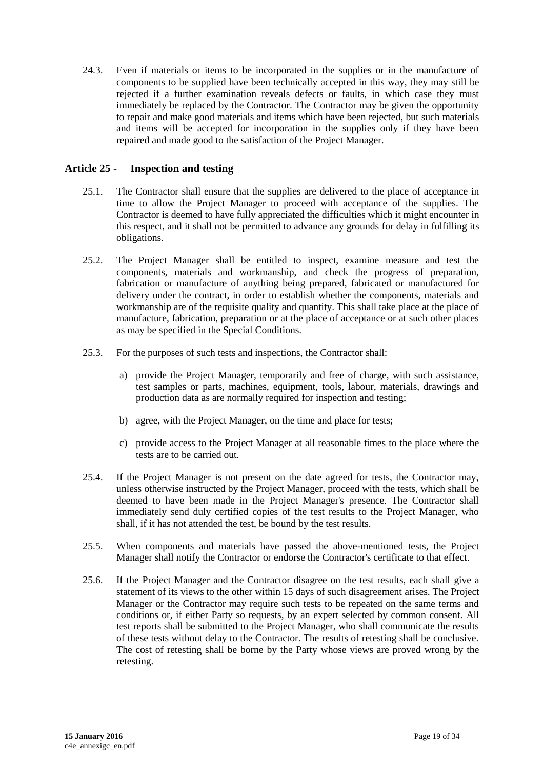24.3. Even if materials or items to be incorporated in the supplies or in the manufacture of components to be supplied have been technically accepted in this way, they may still be rejected if a further examination reveals defects or faults, in which case they must immediately be replaced by the Contractor. The Contractor may be given the opportunity to repair and make good materials and items which have been rejected, but such materials and items will be accepted for incorporation in the supplies only if they have been repaired and made good to the satisfaction of the Project Manager.

## Article 25 - Inspection and testing

25.1. The Contractor shall ensure that the supplies are delivered to the place of acceptance in time to allow the Project Manager to proceed with acceptance of the supplies. The Contractor is deemed to have fully appreciated the difficulties which it might encounter in this respect, and it shall not be permitted to advance any grounds for delay in fulfilling its obligations.

25.2. The Project Manager shall be entitled to inspect, examine measure and test the components, materials and workmanship, and check the progress of preparation, fabrication or manufacture of anything being prepared, fabricated or manufactured for delivery under the contract, in order to establish whether the components, materials and workmanship are of the requisite quality and quantity. This shall take place at the place of manufacture, fabrication, preparation or at the place of acceptance or at such other places as may be specified in the Special Conditions.

25.3. For the purposes of such tests and inspections, the Contractor shall:

a) provide the Project Manager, temporarily and free of charge, with such assistance, test samples or parts, machines, equipment, tools, labour, materials, drawings and production data as are normally required for inspection and testing;

b) agree, with the Project Manager, on the time and place for tests;

c) provide access to the Project Manager at all reasonable times to the place where the tests are to be carried out.

25.4. If the Project Manager is not present on the date agreed for tests, the Contractor may, unless otherwise instructed by the Project Manager, proceed with the tests, which shall be deemed to have been made in the Project Manager's presence. The Contractor shall immediately send duly certified copies of the test results to the Project Manager, who shall, if it has not attended the test, be bound by the test results.

25.5. When components and materials have passed the above-mentioned tests, the Project Manager shall notify the Contractor or endorse the Contractor's certificate to that effect.

25.6. If the Project Manager and the Contractor disagree on the test results, each shall give a statement of its views to the other within 15 days of such disagreement arises. The Project Manager or the Contractor may require such tests to be repeated on the same terms and conditions or, if either Party so requests, by an expert selected by common consent. All test reports shall be submitted to the Project Manager, who shall communicate the results of these tests without delay to the Contractor. The results of retesting shall be conclusive. The cost of retesting shall be borne by the Party whose views are proved wrong by the retesting.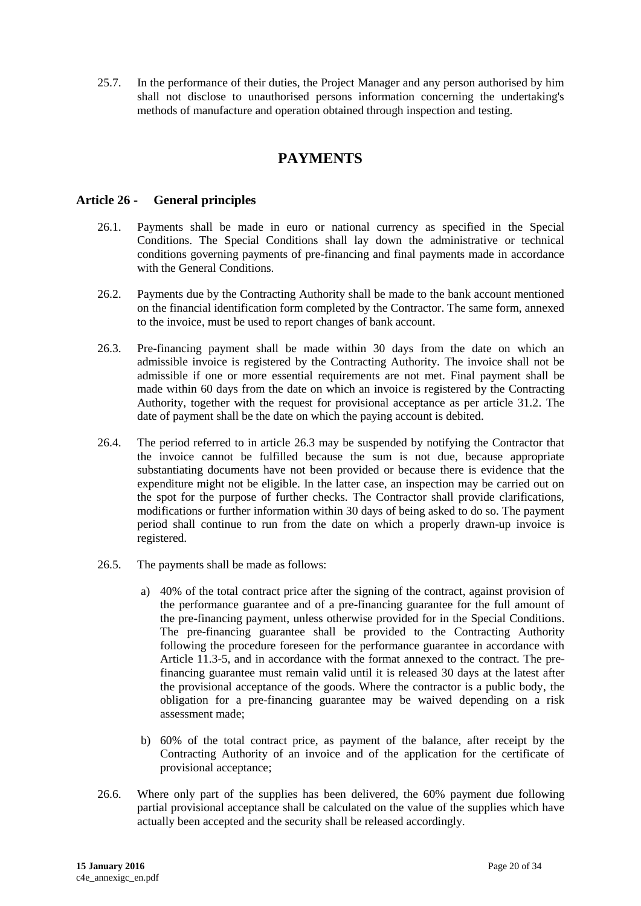25.7. In the performance of their duties, the Project Manager and any person authorised by him shall not disclose to unauthorised persons information concerning the undertaking's methods of manufacture and operation obtained through inspection and testing.

# PAYMENTS

## Article 26 - General principles

26.1. Payments shall be made in euro or national currency as specified in the Special Conditions. The Special Conditions shall lay down the administrative or technical conditions governing payments of pre-financing and final payments made in accordance with the General Conditions.

26.2. Payments due by the Contracting Authority shall be made to the bank account mentioned on the financial identification form completed by the Contractor. The same form, annexed to the invoice, must be used to report changes of bank account.

26.3. Pre-financing payment shall be made within 30 days from the date on which an admissible invoice is registered by the Contracting Authority. The invoice shall not be admissible if one or more essential requirements are not met. Final payment shall be made within 60 days from the date on which an invoice is registered by the Contracting Authority, together with the request for provisional acceptance as per article 31.2. The date of payment shall be the date on which the paying account is debited.

26.4. The period referred to in article 26.3 may be suspended by notifying the Contractor that the invoice cannot be fulfilled because the sum is not due, because appropriate substantiating documents have not been provided or because there is evidence that the expenditure might not be eligible. In the latter case, an inspection may be carried out on the spot for the purpose of further checks. The Contractor shall provide clarifications, modifications or further information within 30 days of being asked to do so. The payment period shall continue to run from the date on which a properly drawn-up invoice is registered.

26.5. The payments shall be made as follows:

a) 40% of the total contract price after the signing of the contract, against provision of the performance guarantee and of a pre-financing guarantee for the full amount of the pre-financing payment, unless otherwise provided for in the Special Conditions. The pre-financing guarantee shall be provided to the Contracting Authority following the procedure foreseen for the performance guarantee in accordance with Article 11.3-5, and in accordance with the format annexed to the contract. The pre-financing guarantee must remain valid until it is released 30 days at the latest after the provisional acceptance of the goods. Where the contractor is a public body, the obligation for a pre-financing guarantee may be waived depending on a risk assessment made;

b) 60% of the total contract price, as payment of the balance, after receipt by the Contracting Authority of an invoice and of the application for the certificate of provisional acceptance;

26.6. Where only part of the supplies has been delivered, the 60% payment due following partial provisional acceptance shall be calculated on the value of the supplies which have actually been accepted and the security shall be released accordingly.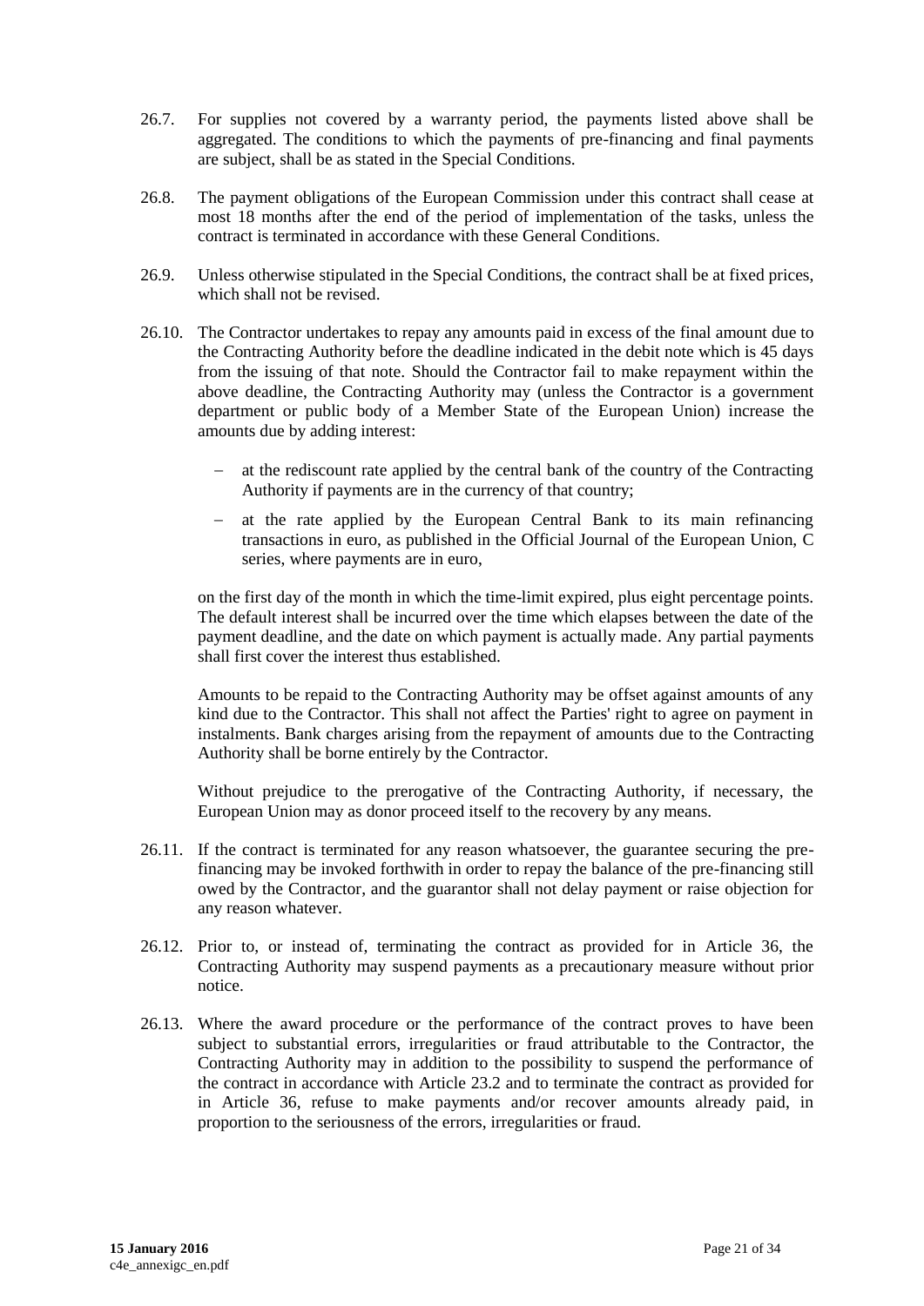26.7. For supplies not covered by a warranty period, the payments listed above shall be aggregated. The conditions to which the payments of pre-financing and final payments are subject, shall be as stated in the Special Conditions.

26.8. The payment obligations of the European Commission under this contract shall cease at most 18 months after the end of the period of implementation of the tasks, unless the contract is terminated in accordance with these General Conditions.

26.9. Unless otherwise stipulated in the Special Conditions, the contract shall be at fixed prices, which shall not be revised.

26.10. The Contractor undertakes to repay any amounts paid in excess of the final amount due to the Contracting Authority before the deadline indicated in the debit note which is 45 days from the issuing of that note. Should the Contractor fail to make repayment within the above deadline, the Contracting Authority may (unless the Contractor is a government department or public body of a Member State of the European Union) increase the amounts due by adding interest:

- at the rediscount rate applied by the central bank of the country of the Contracting Authority if payments are in the currency of that country;
- at the rate applied by the European Central Bank to its main refinancing transactions in euro, as published in the Official Journal of the European Union, C series, where payments are in euro,

on the first day of the month in which the time-limit expired, plus eight percentage points. The default interest shall be incurred over the time which elapses between the date of the payment deadline, and the date on which payment is actually made. Any partial payments shall first cover the interest thus established.

Amounts to be repaid to the Contracting Authority may be offset against amounts of any kind due to the Contractor. This shall not affect the Parties' right to agree on payment in instalments. Bank charges arising from the repayment of amounts due to the Contracting Authority shall be borne entirely by the Contractor.

Without prejudice to the prerogative of the Contracting Authority, if necessary, the European Union may as donor proceed itself to the recovery by any means.

26.11. If the contract is terminated for any reason whatsoever, the guarantee securing the pre-financing may be invoked forthwith in order to repay the balance of the pre-financing still owed by the Contractor, and the guarantor shall not delay payment or raise objection for any reason whatever.

26.12. Prior to, or instead of, terminating the contract as provided for in Article 36, the Contracting Authority may suspend payments as a precautionary measure without prior notice.

26.13. Where the award procedure or the performance of the contract proves to have been subject to substantial errors, irregularities or fraud attributable to the Contractor, the Contracting Authority may in addition to the possibility to suspend the performance of the contract in accordance with Article 23.2 and to terminate the contract as provided for in Article 36, refuse to make payments and/or recover amounts already paid, in proportion to the seriousness of the errors, irregularities or fraud.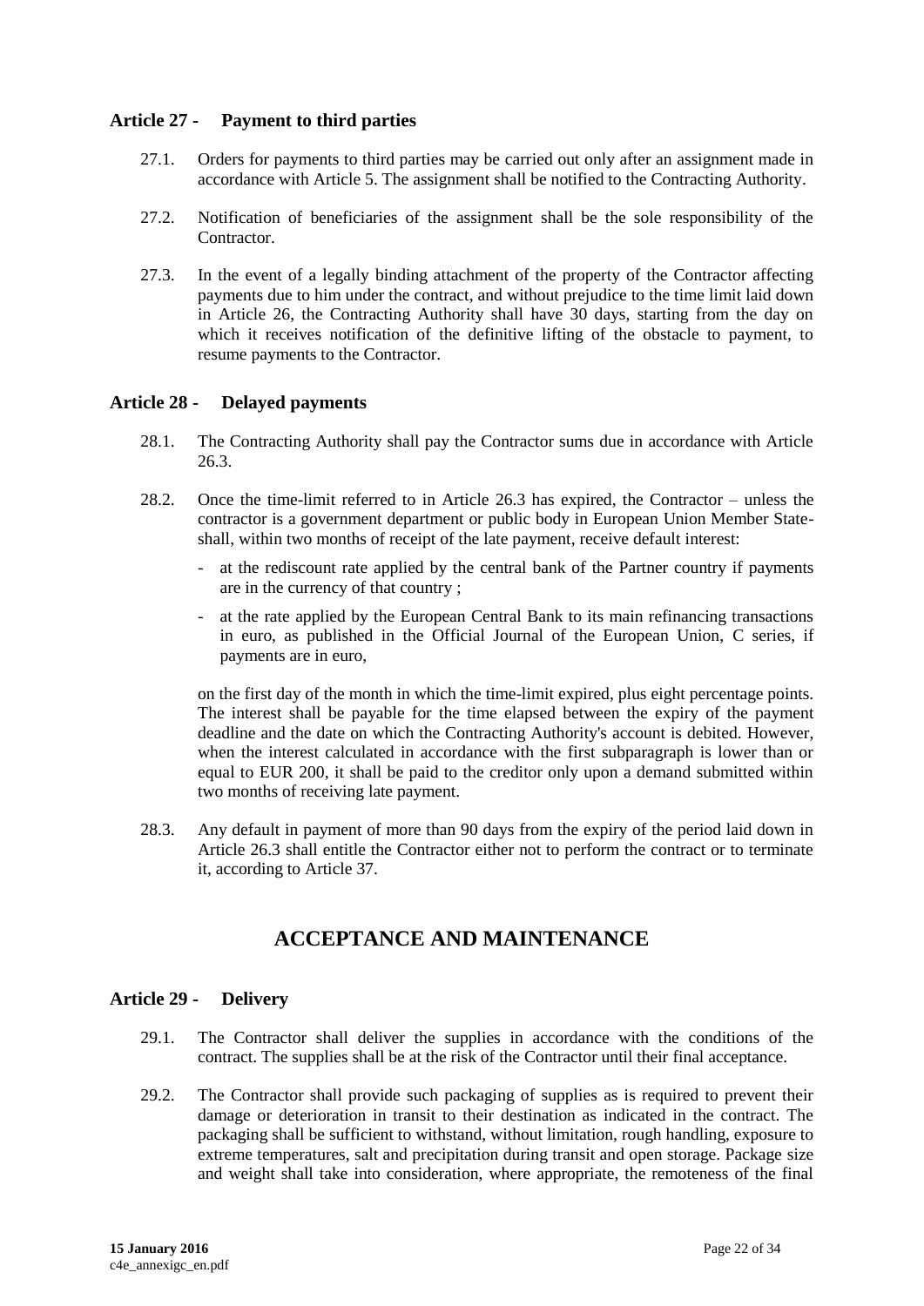### Article 27 - Payment to third parties

27.1. Orders for payments to third parties may be carried out only after an assignment made in accordance with Article 5. The assignment shall be notified to the Contracting Authority.

27.2. Notification of beneficiaries of the assignment shall be the sole responsibility of the Contractor.

27.3. In the event of a legally binding attachment of the property of the Contractor affecting payments due to him under the contract, and without prejudice to the time limit laid down in Article 26, the Contracting Authority shall have 30 days, starting from the day on which it receives notification of the definitive lifting of the obstacle to payment, to resume payments to the Contractor.

### Article 28 - Delayed payments

28.1. The Contracting Authority shall pay the Contractor sums due in accordance with Article 26.3.

28.2. Once the time-limit referred to in Article 26.3 has expired, the Contractor – unless the contractor is a government department or public body in European Union Member State- shall, within two months of receipt of the late payment, receive default interest:

- at the rediscount rate applied by the central bank of the Partner country if payments are in the currency of that country ;
- at the rate applied by the European Central Bank to its main refinancing transactions in euro, as published in the Official Journal of the European Union, C series, if payments are in euro,

on the first day of the month in which the time-limit expired, plus eight percentage points. The interest shall be payable for the time elapsed between the expiry of the payment deadline and the date on which the Contracting Authority's account is debited. However, when the interest calculated in accordance with the first subparagraph is lower than or equal to EUR 200, it shall be paid to the creditor only upon a demand submitted within two months of receiving late payment.

28.3. Any default in payment of more than 90 days from the expiry of the period laid down in Article 26.3 shall entitle the Contractor either not to perform the contract or to terminate it, according to Article 37.

## ACCEPTANCE AND MAINTENANCE

### Article 29 - Delivery

29.1. The Contractor shall deliver the supplies in accordance with the conditions of the contract. The supplies shall be at the risk of the Contractor until their final acceptance.

29.2. The Contractor shall provide such packaging of supplies as is required to prevent their damage or deterioration in transit to their destination as indicated in the contract. The packaging shall be sufficient to withstand, without limitation, rough handling, exposure to extreme temperatures, salt and precipitation during transit and open storage. Package size and weight shall take into consideration, where appropriate, the remoteness of the final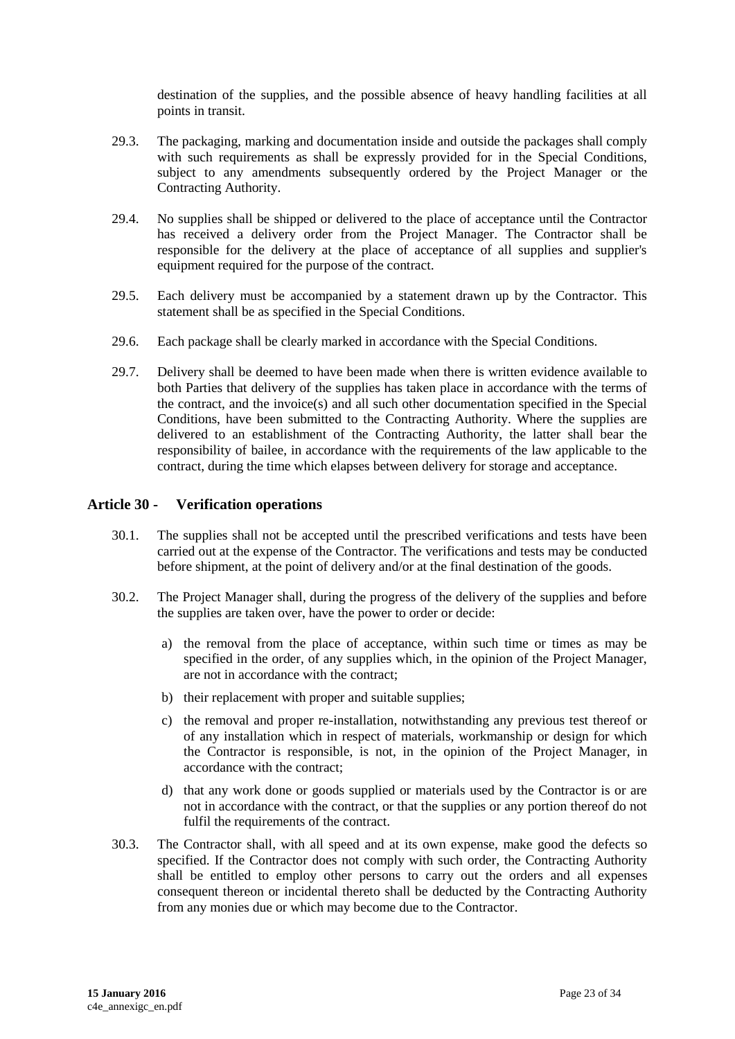destination of the supplies, and the possible absence of heavy handling facilities at all points in transit.

29.3. The packaging, marking and documentation inside and outside the packages shall comply with such requirements as shall be expressly provided for in the Special Conditions, subject to any amendments subsequently ordered by the Project Manager or the Contracting Authority.

29.4. No supplies shall be shipped or delivered to the place of acceptance until the Contractor has received a delivery order from the Project Manager. The Contractor shall be responsible for the delivery at the place of acceptance of all supplies and supplier's equipment required for the purpose of the contract.

29.5. Each delivery must be accompanied by a statement drawn up by the Contractor. This statement shall be as specified in the Special Conditions.

29.6. Each package shall be clearly marked in accordance with the Special Conditions.

29.7. Delivery shall be deemed to have been made when there is written evidence available to both Parties that delivery of the supplies has taken place in accordance with the terms of the contract, and the invoice(s) and all such other documentation specified in the Special Conditions, have been submitted to the Contracting Authority. Where the supplies are delivered to an establishment of the Contracting Authority, the latter shall bear the responsibility of bailee, in accordance with the requirements of the law applicable to the contract, during the time which elapses between delivery for storage and acceptance.

## Article 30 - Verification operations

30.1. The supplies shall not be accepted until the prescribed verifications and tests have been carried out at the expense of the Contractor. The verifications and tests may be conducted before shipment, at the point of delivery and/or at the final destination of the goods.

30.2. The Project Manager shall, during the progress of the delivery of the supplies and before the supplies are taken over, have the power to order or decide:

a) the removal from the place of acceptance, within such time or times as may be specified in the order, of any supplies which, in the opinion of the Project Manager, are not in accordance with the contract;

b) their replacement with proper and suitable supplies;

c) the removal and proper re-installation, notwithstanding any previous test thereof or of any installation which in respect of materials, workmanship or design for which the Contractor is responsible, is not, in the opinion of the Project Manager, in accordance with the contract;

d) that any work done or goods supplied or materials used by the Contractor is or are not in accordance with the contract, or that the supplies or any portion thereof do not fulfil the requirements of the contract.

30.3. The Contractor shall, with all speed and at its own expense, make good the defects so specified. If the Contractor does not comply with such order, the Contracting Authority shall be entitled to employ other persons to carry out the orders and all expenses consequent thereon or incidental thereto shall be deducted by the Contracting Authority from any monies due or which may become due to the Contractor.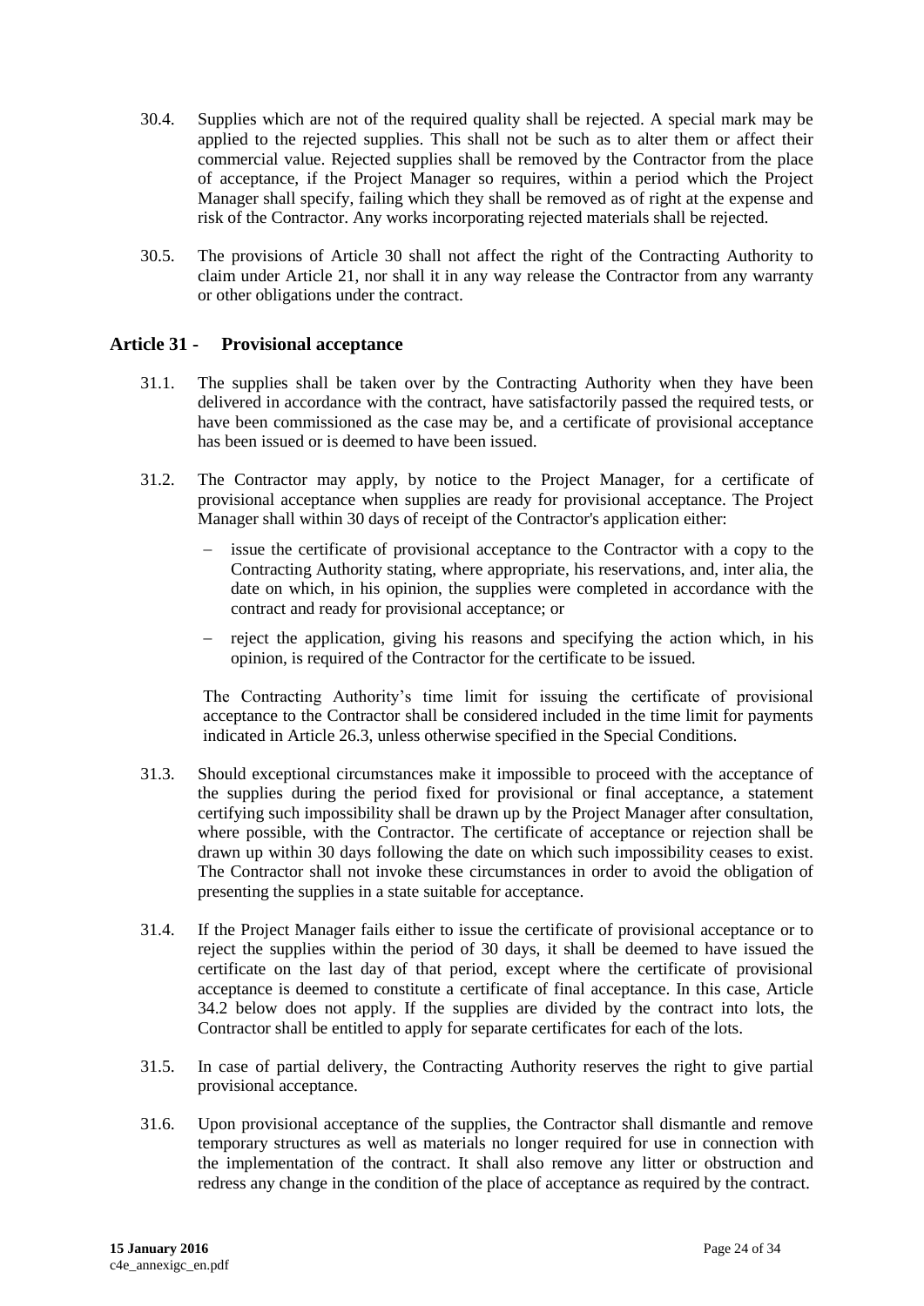30.4. Supplies which are not of the required quality shall be rejected. A special mark may be applied to the rejected supplies. This shall not be such as to alter them or affect their commercial value. Rejected supplies shall be removed by the Contractor from the place of acceptance, if the Project Manager so requires, within a period which the Project Manager shall specify, failing which they shall be removed as of right at the expense and risk of the Contractor. Any works incorporating rejected materials shall be rejected.

30.5. The provisions of Article 30 shall not affect the right of the Contracting Authority to claim under Article 21, nor shall it in any way release the Contractor from any warranty or other obligations under the contract.

## Article 31 - Provisional acceptance

31.1. The supplies shall be taken over by the Contracting Authority when they have been delivered in accordance with the contract, have satisfactorily passed the required tests, or have been commissioned as the case may be, and a certificate of provisional acceptance has been issued or is deemed to have been issued.

31.2. The Contractor may apply, by notice to the Project Manager, for a certificate of provisional acceptance when supplies are ready for provisional acceptance. The Project Manager shall within 30 days of receipt of the Contractor's application either:

- issue the certificate of provisional acceptance to the Contractor with a copy to the Contracting Authority stating, where appropriate, his reservations, and, inter alia, the date on which, in his opinion, the supplies were completed in accordance with the contract and ready for provisional acceptance; or
- reject the application, giving his reasons and specifying the action which, in his opinion, is required of the Contractor for the certificate to be issued.

The Contracting Authority's time limit for issuing the certificate of provisional acceptance to the Contractor shall be considered included in the time limit for payments indicated in Article 26.3, unless otherwise specified in the Special Conditions.

31.3. Should exceptional circumstances make it impossible to proceed with the acceptance of the supplies during the period fixed for provisional or final acceptance, a statement certifying such impossibility shall be drawn up by the Project Manager after consultation, where possible, with the Contractor. The certificate of acceptance or rejection shall be drawn up within 30 days following the date on which such impossibility ceases to exist. The Contractor shall not invoke these circumstances in order to avoid the obligation of presenting the supplies in a state suitable for acceptance.

31.4. If the Project Manager fails either to issue the certificate of provisional acceptance or to reject the supplies within the period of 30 days, it shall be deemed to have issued the certificate on the last day of that period, except where the certificate of provisional acceptance is deemed to constitute a certificate of final acceptance. In this case, Article 34.2 below does not apply. If the supplies are divided by the contract into lots, the Contractor shall be entitled to apply for separate certificates for each of the lots.

31.5. In case of partial delivery, the Contracting Authority reserves the right to give partial provisional acceptance.

31.6. Upon provisional acceptance of the supplies, the Contractor shall dismantle and remove temporary structures as well as materials no longer required for use in connection with the implementation of the contract. It shall also remove any litter or obstruction and redress any change in the condition of the place of acceptance as required by the contract.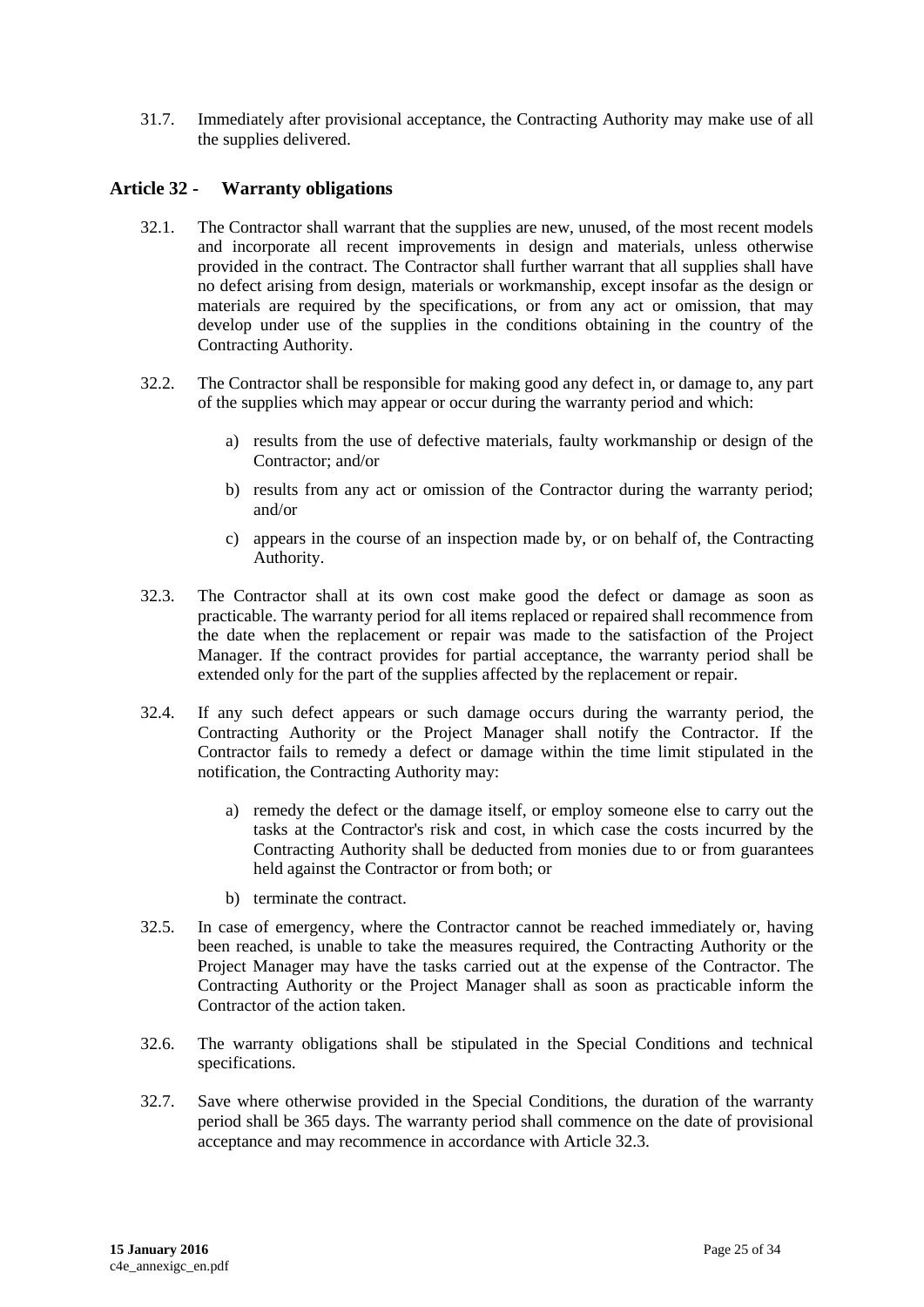31.7. Immediately after provisional acceptance, the Contracting Authority may make use of all the supplies delivered.

## Article 32 - Warranty obligations

32.1. The Contractor shall warrant that the supplies are new, unused, of the most recent models and incorporate all recent improvements in design and materials, unless otherwise provided in the contract. The Contractor shall further warrant that all supplies shall have no defect arising from design, materials or workmanship, except insofar as the design or materials are required by the specifications, or from any act or omission, that may develop under use of the supplies in the conditions obtaining in the country of the Contracting Authority.

32.2. The Contractor shall be responsible for making good any defect in, or damage to, any part of the supplies which may appear or occur during the warranty period and which:

a) results from the use of defective materials, faulty workmanship or design of the Contractor; and/or

b) results from any act or omission of the Contractor during the warranty period; and/or

c) appears in the course of an inspection made by, or on behalf of, the Contracting Authority.

32.3. The Contractor shall at its own cost make good the defect or damage as soon as practicable. The warranty period for all items replaced or repaired shall recommence from the date when the replacement or repair was made to the satisfaction of the Project Manager. If the contract provides for partial acceptance, the warranty period shall be extended only for the part of the supplies affected by the replacement or repair.

32.4. If any such defect appears or such damage occurs during the warranty period, the Contracting Authority or the Project Manager shall notify the Contractor. If the Contractor fails to remedy a defect or damage within the time limit stipulated in the notification, the Contracting Authority may:

a) remedy the defect or the damage itself, or employ someone else to carry out the tasks at the Contractor's risk and cost, in which case the costs incurred by the Contracting Authority shall be deducted from monies due to or from guarantees held against the Contractor or from both; or

b) terminate the contract.

32.5. In case of emergency, where the Contractor cannot be reached immediately or, having been reached, is unable to take the measures required, the Contracting Authority or the Project Manager may have the tasks carried out at the expense of the Contractor. The Contracting Authority or the Project Manager shall as soon as practicable inform the Contractor of the action taken.

32.6. The warranty obligations shall be stipulated in the Special Conditions and technical specifications.

32.7. Save where otherwise provided in the Special Conditions, the duration of the warranty period shall be 365 days. The warranty period shall commence on the date of provisional acceptance and may recommence in accordance with Article 32.3.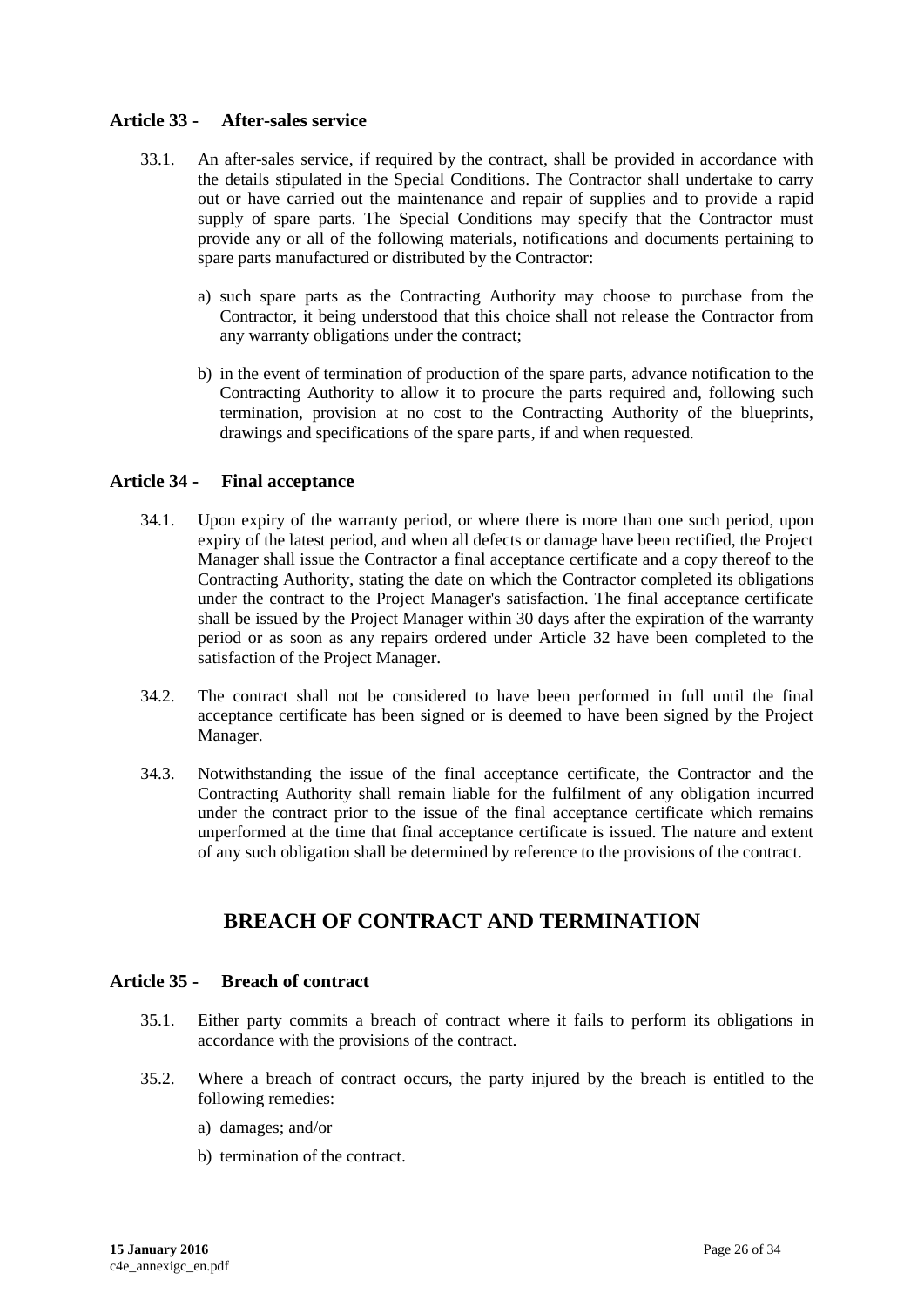### Article 33 - After-sales service

33.1. An after-sales service, if required by the contract, shall be provided in accordance with the details stipulated in the Special Conditions. The Contractor shall undertake to carry out or have carried out the maintenance and repair of supplies and to provide a rapid supply of spare parts. The Special Conditions may specify that the Contractor must provide any or all of the following materials, notifications and documents pertaining to spare parts manufactured or distributed by the Contractor:

a) such spare parts as the Contracting Authority may choose to purchase from the Contractor, it being understood that this choice shall not release the Contractor from any warranty obligations under the contract;

b) in the event of termination of production of the spare parts, advance notification to the Contracting Authority to allow it to procure the parts required and, following such termination, provision at no cost to the Contracting Authority of the blueprints, drawings and specifications of the spare parts, if and when requested.

### Article 34 - Final acceptance

34.1. Upon expiry of the warranty period, or where there is more than one such period, upon expiry of the latest period, and when all defects or damage have been rectified, the Project Manager shall issue the Contractor a final acceptance certificate and a copy thereof to the Contracting Authority, stating the date on which the Contractor completed its obligations under the contract to the Project Manager's satisfaction. The final acceptance certificate shall be issued by the Project Manager within 30 days after the expiration of the warranty period or as soon as any repairs ordered under Article 32 have been completed to the satisfaction of the Project Manager.

34.2. The contract shall not be considered to have been performed in full until the final acceptance certificate has been signed or is deemed to have been signed by the Project Manager.

34.3. Notwithstanding the issue of the final acceptance certificate, the Contractor and the Contracting Authority shall remain liable for the fulfilment of any obligation incurred under the contract prior to the issue of the final acceptance certificate which remains unperformed at the time that final acceptance certificate is issued. The nature and extent of any such obligation shall be determined by reference to the provisions of the contract.

## BREACH OF CONTRACT AND TERMINATION

### Article 35 - Breach of contract

35.1. Either party commits a breach of contract where it fails to perform its obligations in accordance with the provisions of the contract.

35.2. Where a breach of contract occurs, the party injured by the breach is entitled to the following remedies:

a) damages; and/or

b) termination of the contract.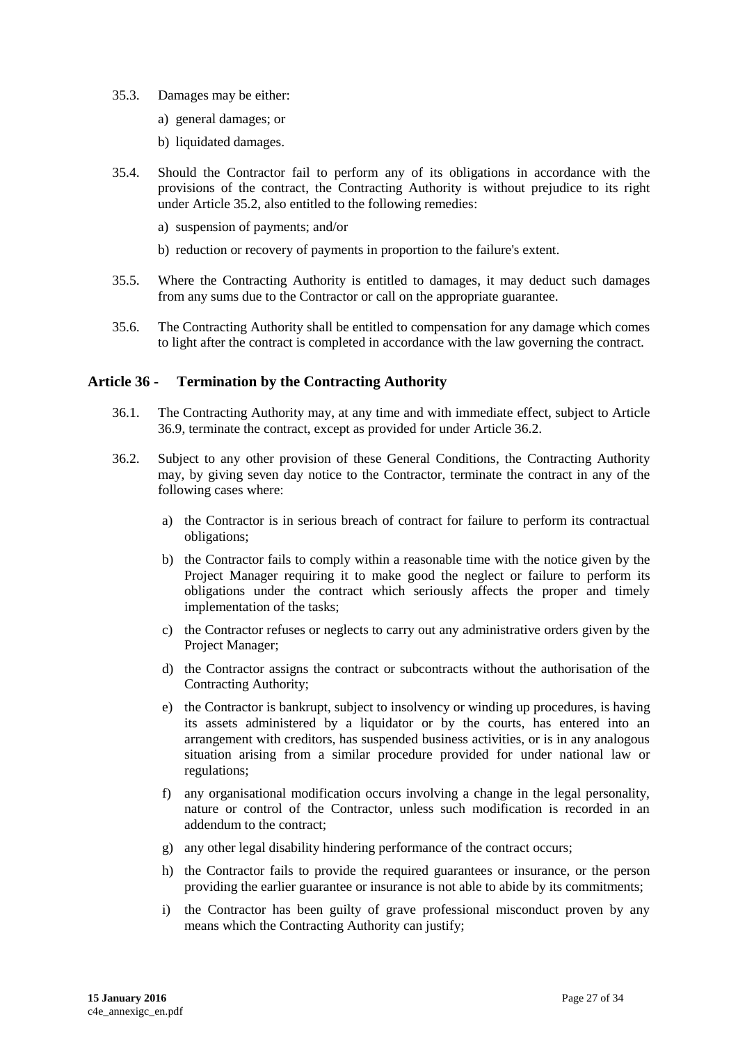35.3. Damages may be either:

a) general damages; or

b) liquidated damages.

35.4. Should the Contractor fail to perform any of its obligations in accordance with the provisions of the contract, the Contracting Authority is without prejudice to its right under Article 35.2, also entitled to the following remedies:

a) suspension of payments; and/or

b) reduction or recovery of payments in proportion to the failure's extent.

35.5. Where the Contracting Authority is entitled to damages, it may deduct such damages from any sums due to the Contractor or call on the appropriate guarantee.

35.6. The Contracting Authority shall be entitled to compensation for any damage which comes to light after the contract is completed in accordance with the law governing the contract.

## Article 36 - Termination by the Contracting Authority

36.1. The Contracting Authority may, at any time and with immediate effect, subject to Article 36.9, terminate the contract, except as provided for under Article 36.2.

36.2. Subject to any other provision of these General Conditions, the Contracting Authority may, by giving seven day notice to the Contractor, terminate the contract in any of the following cases where:

a) the Contractor is in serious breach of contract for failure to perform its contractual obligations;

b) the Contractor fails to comply within a reasonable time with the notice given by the Project Manager requiring it to make good the neglect or failure to perform its obligations under the contract which seriously affects the proper and timely implementation of the tasks;

c) the Contractor refuses or neglects to carry out any administrative orders given by the Project Manager;

d) the Contractor assigns the contract or subcontracts without the authorisation of the Contracting Authority;

e) the Contractor is bankrupt, subject to insolvency or winding up procedures, is having its assets administered by a liquidator or by the courts, has entered into an arrangement with creditors, has suspended business activities, or is in any analogous situation arising from a similar procedure provided for under national law or regulations;

f) any organisational modification occurs involving a change in the legal personality, nature or control of the Contractor, unless such modification is recorded in an addendum to the contract;

g) any other legal disability hindering performance of the contract occurs;

h) the Contractor fails to provide the required guarantees or insurance, or the person providing the earlier guarantee or insurance is not able to abide by its commitments;

i) the Contractor has been guilty of grave professional misconduct proven by any means which the Contracting Authority can justify;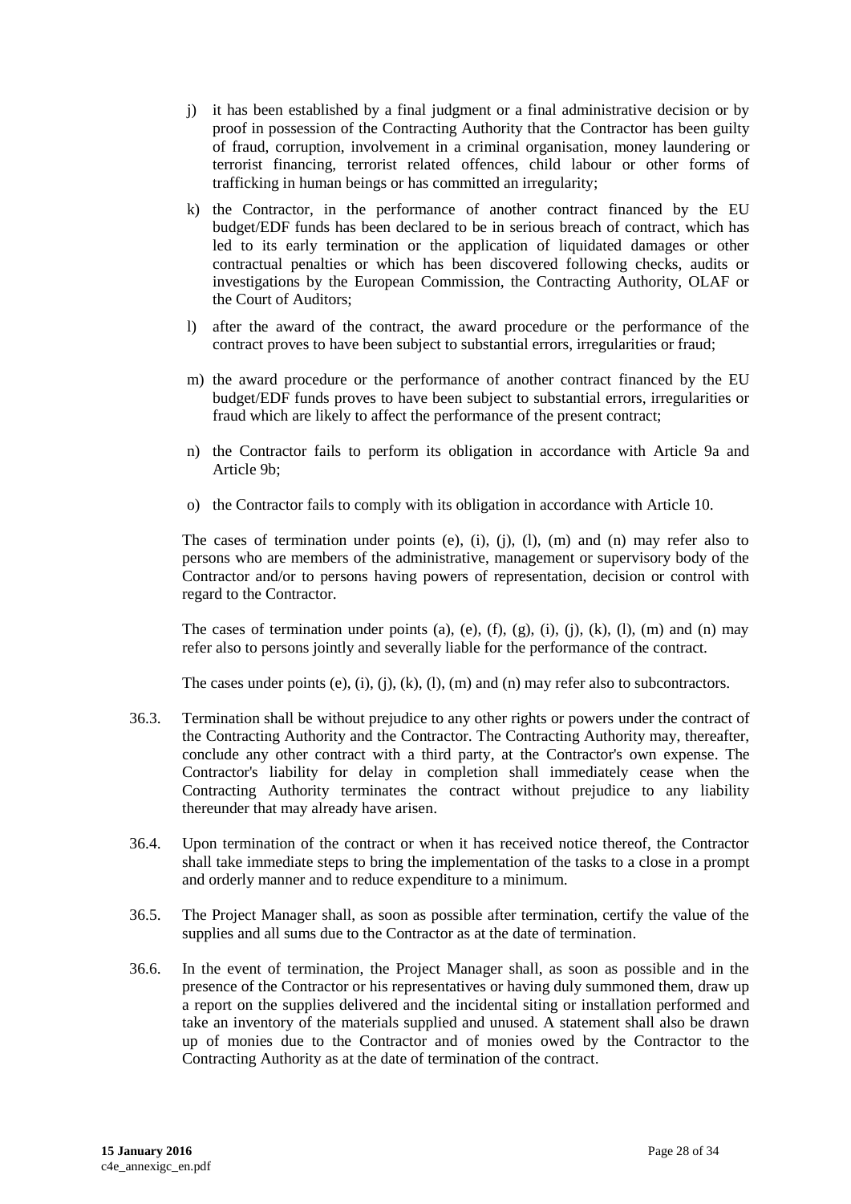j) it has been established by a final judgment or a final administrative decision or by proof in possession of the Contracting Authority that the Contractor has been guilty of fraud, corruption, involvement in a criminal organisation, money laundering or terrorist financing, terrorist related offences, child labour or other forms of trafficking in human beings or has committed an irregularity;

k) the Contractor, in the performance of another contract financed by the EU budget/EDF funds has been declared to be in serious breach of contract, which has led to its early termination or the application of liquidated damages or other contractual penalties or which has been discovered following checks, audits or investigations by the European Commission, the Contracting Authority, OLAF or the Court of Auditors;

l) after the award of the contract, the award procedure or the performance of the contract proves to have been subject to substantial errors, irregularities or fraud;

m) the award procedure or the performance of another contract financed by the EU budget/EDF funds proves to have been subject to substantial errors, irregularities or fraud which are likely to affect the performance of the present contract;

n) the Contractor fails to perform its obligation in accordance with Article 9a and Article 9b;

o) the Contractor fails to comply with its obligation in accordance with Article 10.

The cases of termination under points (e), (i), (j), (l), (m) and (n) may refer also to persons who are members of the administrative, management or supervisory body of the Contractor and/or to persons having powers of representation, decision or control with regard to the Contractor.

The cases of termination under points (a), (e), (f), (g), (i), (j), (k), (l), (m) and (n) may refer also to persons jointly and severally liable for the performance of the contract.

The cases under points (e), (i), (j), (k), (l), (m) and (n) may refer also to subcontractors.

36.3. Termination shall be without prejudice to any other rights or powers under the contract of the Contracting Authority and the Contractor. The Contracting Authority may, thereafter, conclude any other contract with a third party, at the Contractor's own expense. The Contractor's liability for delay in completion shall immediately cease when the Contracting Authority terminates the contract without prejudice to any liability thereunder that may already have arisen.

36.4. Upon termination of the contract or when it has received notice thereof, the Contractor shall take immediate steps to bring the implementation of the tasks to a close in a prompt and orderly manner and to reduce expenditure to a minimum.

36.5. The Project Manager shall, as soon as possible after termination, certify the value of the supplies and all sums due to the Contractor as at the date of termination.

36.6. In the event of termination, the Project Manager shall, as soon as possible and in the presence of the Contractor or his representatives or having duly summoned them, draw up a report on the supplies delivered and the incidental siting or installation performed and take an inventory of the materials supplied and unused. A statement shall also be drawn up of monies due to the Contractor and of monies owed by the Contractor to the Contracting Authority as at the date of termination of the contract.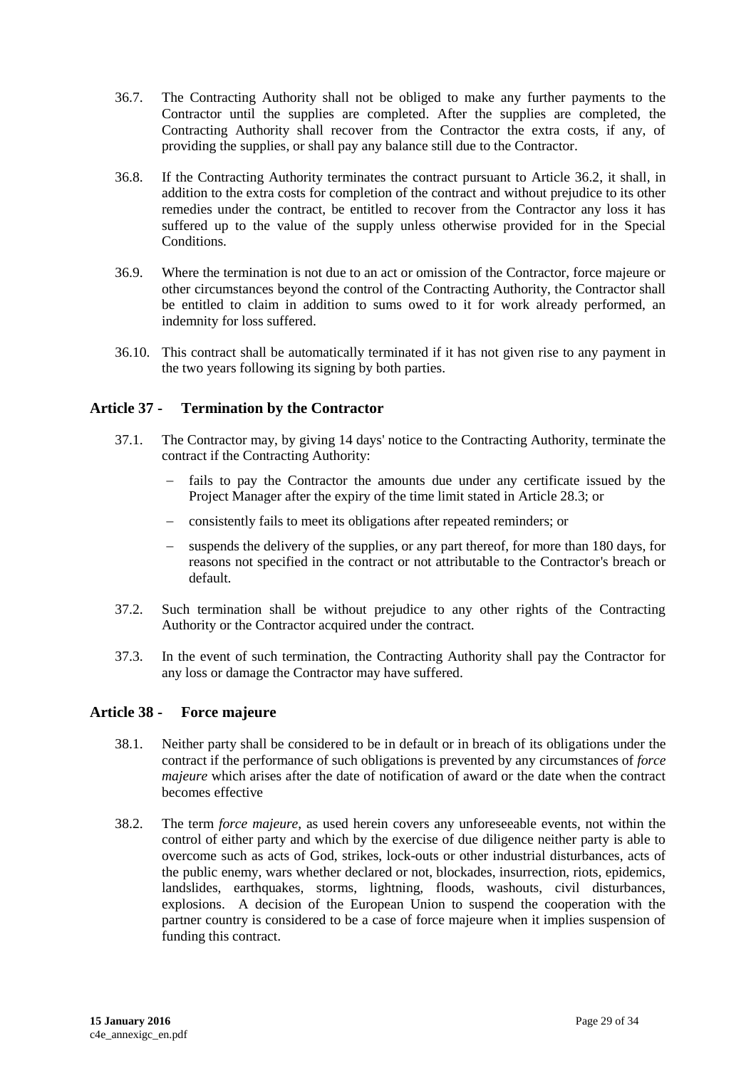36.7. The Contracting Authority shall not be obliged to make any further payments to the Contractor until the supplies are completed. After the supplies are completed, the Contracting Authority shall recover from the Contractor the extra costs, if any, of providing the supplies, or shall pay any balance still due to the Contractor.

36.8. If the Contracting Authority terminates the contract pursuant to Article 36.2, it shall, in addition to the extra costs for completion of the contract and without prejudice to its other remedies under the contract, be entitled to recover from the Contractor any loss it has suffered up to the value of the supply unless otherwise provided for in the Special Conditions.

36.9. Where the termination is not due to an act or omission of the Contractor, force majeure or other circumstances beyond the control of the Contracting Authority, the Contractor shall be entitled to claim in addition to sums owed to it for work already performed, an indemnity for loss suffered.

36.10. This contract shall be automatically terminated if it has not given rise to any payment in the two years following its signing by both parties.

## Article 37 - Termination by the Contractor

37.1. The Contractor may, by giving 14 days' notice to the Contracting Authority, terminate the contract if the Contracting Authority:

- fails to pay the Contractor the amounts due under any certificate issued by the Project Manager after the expiry of the time limit stated in Article 28.3; or
- consistently fails to meet its obligations after repeated reminders; or
- suspends the delivery of the supplies, or any part thereof, for more than 180 days, for reasons not specified in the contract or not attributable to the Contractor's breach or default.

37.2. Such termination shall be without prejudice to any other rights of the Contracting Authority or the Contractor acquired under the contract.

37.3. In the event of such termination, the Contracting Authority shall pay the Contractor for any loss or damage the Contractor may have suffered.

## Article 38 - Force majeure

38.1. Neither party shall be considered to be in default or in breach of its obligations under the contract if the performance of such obligations is prevented by any circumstances of *force majeure* which arises after the date of notification of award or the date when the contract becomes effective

38.2. The term *force majeure*, as used herein covers any unforeseeable events, not within the control of either party and which by the exercise of due diligence neither party is able to overcome such as acts of God, strikes, lock-outs or other industrial disturbances, acts of the public enemy, wars whether declared or not, blockades, insurrection, riots, epidemics, landslides, earthquakes, storms, lightning, floods, washouts, civil disturbances, explosions. A decision of the European Union to suspend the cooperation with the partner country is considered to be a case of force majeure when it implies suspension of funding this contract.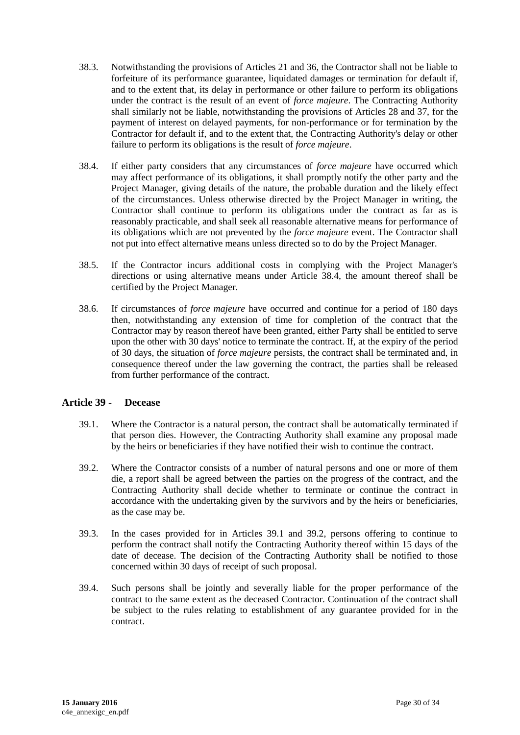38.3. Notwithstanding the provisions of Articles 21 and 36, the Contractor shall not be liable to forfeiture of its performance guarantee, liquidated damages or termination for default if, and to the extent that, its delay in performance or other failure to perform its obligations under the contract is the result of an event of *force majeure*. The Contracting Authority shall similarly not be liable, notwithstanding the provisions of Articles 28 and 37, for the payment of interest on delayed payments, for non-performance or for termination by the Contractor for default if, and to the extent that, the Contracting Authority's delay or other failure to perform its obligations is the result of *force majeure*.

38.4. If either party considers that any circumstances of *force majeure* have occurred which may affect performance of its obligations, it shall promptly notify the other party and the Project Manager, giving details of the nature, the probable duration and the likely effect of the circumstances. Unless otherwise directed by the Project Manager in writing, the Contractor shall continue to perform its obligations under the contract as far as is reasonably practicable, and shall seek all reasonable alternative means for performance of its obligations which are not prevented by the *force majeure* event. The Contractor shall not put into effect alternative means unless directed so to do by the Project Manager.

38.5. If the Contractor incurs additional costs in complying with the Project Manager's directions or using alternative means under Article 38.4, the amount thereof shall be certified by the Project Manager.

38.6. If circumstances of *force majeure* have occurred and continue for a period of 180 days then, notwithstanding any extension of time for completion of the contract that the Contractor may by reason thereof have been granted, either Party shall be entitled to serve upon the other with 30 days' notice to terminate the contract. If, at the expiry of the period of 30 days, the situation of *force majeure* persists, the contract shall be terminated and, in consequence thereof under the law governing the contract, the parties shall be released from further performance of the contract.

## Article 39 - Decease

39.1. Where the Contractor is a natural person, the contract shall be automatically terminated if that person dies. However, the Contracting Authority shall examine any proposal made by the heirs or beneficiaries if they have notified their wish to continue the contract.

39.2. Where the Contractor consists of a number of natural persons and one or more of them die, a report shall be agreed between the parties on the progress of the contract, and the Contracting Authority shall decide whether to terminate or continue the contract in accordance with the undertaking given by the survivors and by the heirs or beneficiaries, as the case may be.

39.3. In the cases provided for in Articles 39.1 and 39.2, persons offering to continue to perform the contract shall notify the Contracting Authority thereof within 15 days of the date of decease. The decision of the Contracting Authority shall be notified to those concerned within 30 days of receipt of such proposal.

39.4. Such persons shall be jointly and severally liable for the proper performance of the contract to the same extent as the deceased Contractor. Continuation of the contract shall be subject to the rules relating to establishment of any guarantee provided for in the contract.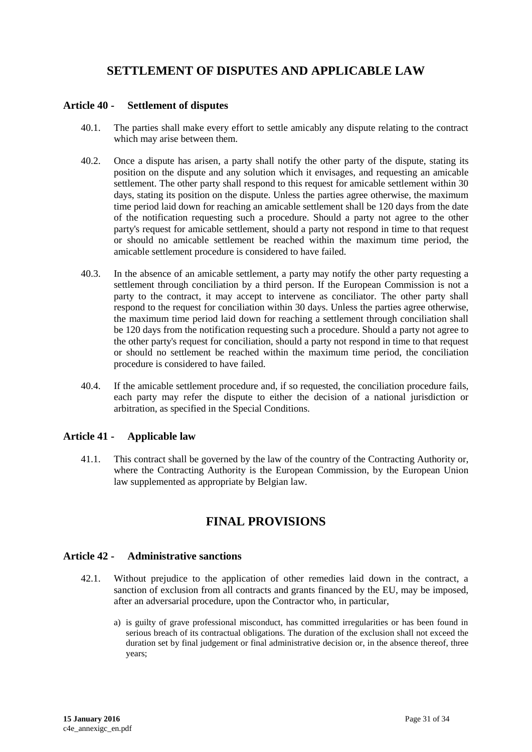# SETTLEMENT OF DISPUTES AND APPLICABLE LAW

## Article 40 - Settlement of disputes

40.1. The parties shall make every effort to settle amicably any dispute relating to the contract which may arise between them.

40.2. Once a dispute has arisen, a party shall notify the other party of the dispute, stating its position on the dispute and any solution which it envisages, and requesting an amicable settlement. The other party shall respond to this request for amicable settlement within 30 days, stating its position on the dispute. Unless the parties agree otherwise, the maximum time period laid down for reaching an amicable settlement shall be 120 days from the date of the notification requesting such a procedure. Should a party not agree to the other party's request for amicable settlement, should a party not respond in time to that request or should no amicable settlement be reached within the maximum time period, the amicable settlement procedure is considered to have failed.

40.3. In the absence of an amicable settlement, a party may notify the other party requesting a settlement through conciliation by a third person. If the European Commission is not a party to the contract, it may accept to intervene as conciliator. The other party shall respond to the request for conciliation within 30 days. Unless the parties agree otherwise, the maximum time period laid down for reaching a settlement through conciliation shall be 120 days from the notification requesting such a procedure. Should a party not agree to the other party's request for conciliation, should a party not respond in time to that request or should no settlement be reached within the maximum time period, the conciliation procedure is considered to have failed.

40.4. If the amicable settlement procedure and, if so requested, the conciliation procedure fails, each party may refer the dispute to either the decision of a national jurisdiction or arbitration, as specified in the Special Conditions.

## Article 41 - Applicable law

41.1. This contract shall be governed by the law of the country of the Contracting Authority or, where the Contracting Authority is the European Commission, by the European Union law supplemented as appropriate by Belgian law.

# FINAL PROVISIONS

## Article 42 - Administrative sanctions

42.1. Without prejudice to the application of other remedies laid down in the contract, a sanction of exclusion from all contracts and grants financed by the EU, may be imposed, after an adversarial procedure, upon the Contractor who, in particular,

a) is guilty of grave professional misconduct, has committed irregularities or has been found in serious breach of its contractual obligations. The duration of the exclusion shall not exceed the duration set by final judgement or final administrative decision or, in the absence thereof, three years;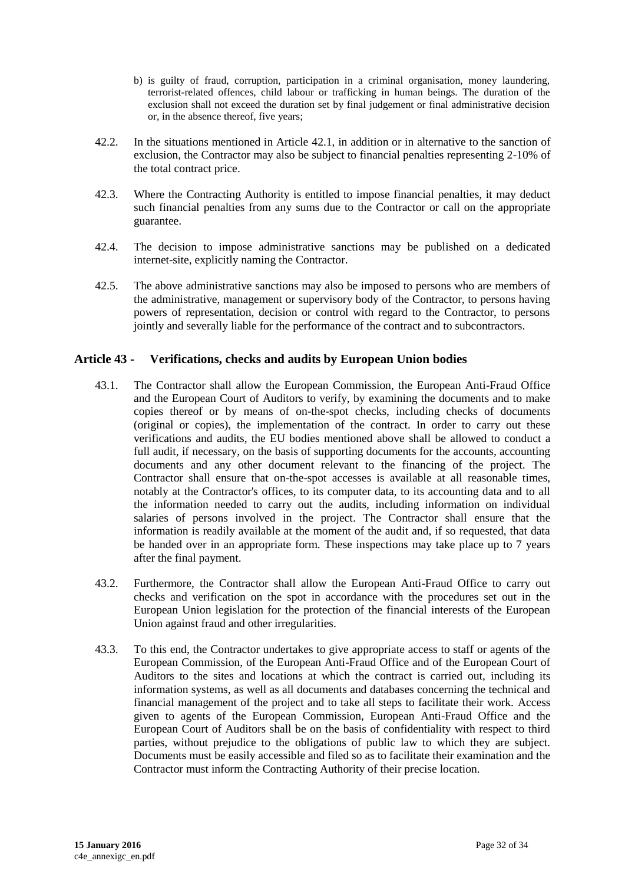b) is guilty of fraud, corruption, participation in a criminal organisation, money laundering, terrorist-related offences, child labour or trafficking in human beings. The duration of the exclusion shall not exceed the duration set by final judgement or final administrative decision or, in the absence thereof, five years;

42.2. In the situations mentioned in Article 42.1, in addition or in alternative to the sanction of exclusion, the Contractor may also be subject to financial penalties representing 2-10% of the total contract price.

42.3. Where the Contracting Authority is entitled to impose financial penalties, it may deduct such financial penalties from any sums due to the Contractor or call on the appropriate guarantee.

42.4. The decision to impose administrative sanctions may be published on a dedicated internet-site, explicitly naming the Contractor.

42.5. The above administrative sanctions may also be imposed to persons who are members of the administrative, management or supervisory body of the Contractor, to persons having powers of representation, decision or control with regard to the Contractor, to persons jointly and severally liable for the performance of the contract and to subcontractors.

## Article 43 - Verifications, checks and audits by European Union bodies

43.1. The Contractor shall allow the European Commission, the European Anti-Fraud Office and the European Court of Auditors to verify, by examining the documents and to make copies thereof or by means of on-the-spot checks, including checks of documents (original or copies), the implementation of the contract. In order to carry out these verifications and audits, the EU bodies mentioned above shall be allowed to conduct a full audit, if necessary, on the basis of supporting documents for the accounts, accounting documents and any other document relevant to the financing of the project. The Contractor shall ensure that on-the-spot accesses is available at all reasonable times, notably at the Contractor's offices, to its computer data, to its accounting data and to all the information needed to carry out the audits, including information on individual salaries of persons involved in the project. The Contractor shall ensure that the information is readily available at the moment of the audit and, if so requested, that data be handed over in an appropriate form. These inspections may take place up to 7 years after the final payment.

43.2. Furthermore, the Contractor shall allow the European Anti-Fraud Office to carry out checks and verification on the spot in accordance with the procedures set out in the European Union legislation for the protection of the financial interests of the European Union against fraud and other irregularities.

43.3. To this end, the Contractor undertakes to give appropriate access to staff or agents of the European Commission, of the European Anti-Fraud Office and of the European Court of Auditors to the sites and locations at which the contract is carried out, including its information systems, as well as all documents and databases concerning the technical and financial management of the project and to take all steps to facilitate their work. Access given to agents of the European Commission, European Anti-Fraud Office and the European Court of Auditors shall be on the basis of confidentiality with respect to third parties, without prejudice to the obligations of public law to which they are subject. Documents must be easily accessible and filed so as to facilitate their examination and the Contractor must inform the Contracting Authority of their precise location.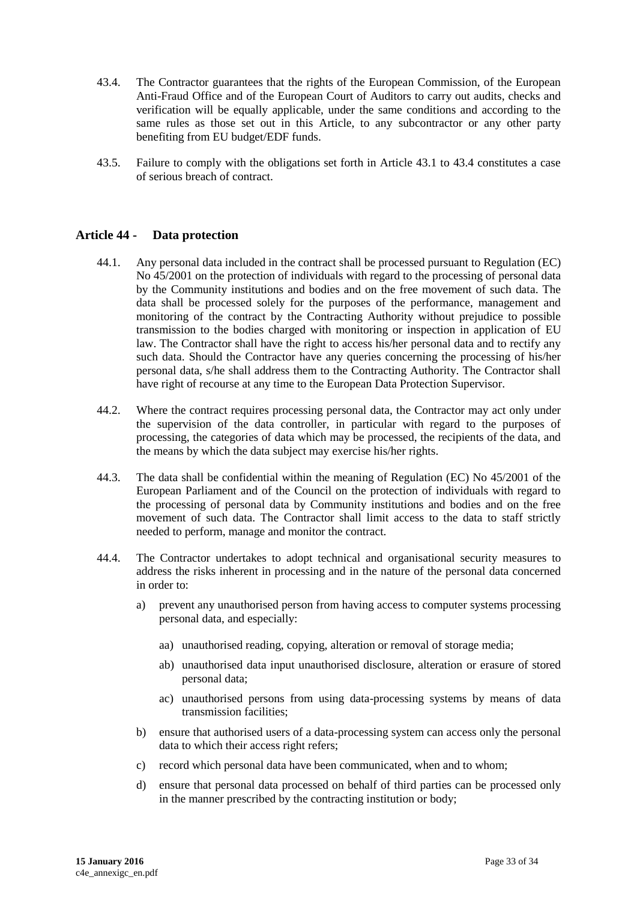43.4. The Contractor guarantees that the rights of the European Commission, of the European Anti-Fraud Office and of the European Court of Auditors to carry out audits, checks and verification will be equally applicable, under the same conditions and according to the same rules as those set out in this Article, to any subcontractor or any other party benefiting from EU budget/EDF funds.

43.5. Failure to comply with the obligations set forth in Article 43.1 to 43.4 constitutes a case of serious breach of contract.

## Article 44 - Data protection

44.1. Any personal data included in the contract shall be processed pursuant to Regulation (EC) No 45/2001 on the protection of individuals with regard to the processing of personal data by the Community institutions and bodies and on the free movement of such data. The data shall be processed solely for the purposes of the performance, management and monitoring of the contract by the Contracting Authority without prejudice to possible transmission to the bodies charged with monitoring or inspection in application of EU law. The Contractor shall have the right to access his/her personal data and to rectify any such data. Should the Contractor have any queries concerning the processing of his/her personal data, s/he shall address them to the Contracting Authority. The Contractor shall have right of recourse at any time to the European Data Protection Supervisor.

44.2. Where the contract requires processing personal data, the Contractor may act only under the supervision of the data controller, in particular with regard to the purposes of processing, the categories of data which may be processed, the recipients of the data, and the means by which the data subject may exercise his/her rights.

44.3. The data shall be confidential within the meaning of Regulation (EC) No 45/2001 of the European Parliament and of the Council on the protection of individuals with regard to the processing of personal data by Community institutions and bodies and on the free movement of such data. The Contractor shall limit access to the data to staff strictly needed to perform, manage and monitor the contract.

44.4. The Contractor undertakes to adopt technical and organisational security measures to address the risks inherent in processing and in the nature of the personal data concerned in order to:

a) prevent any unauthorised person from having access to computer systems processing personal data, and especially:

   aa) unauthorised reading, copying, alteration or removal of storage media;

   ab) unauthorised data input unauthorised disclosure, alteration or erasure of stored personal data;

   ac) unauthorised persons from using data-processing systems by means of data transmission facilities;

b) ensure that authorised users of a data-processing system can access only the personal data to which their access right refers;

c) record which personal data have been communicated, when and to whom;

d) ensure that personal data processed on behalf of third parties can be processed only in the manner prescribed by the contracting institution or body;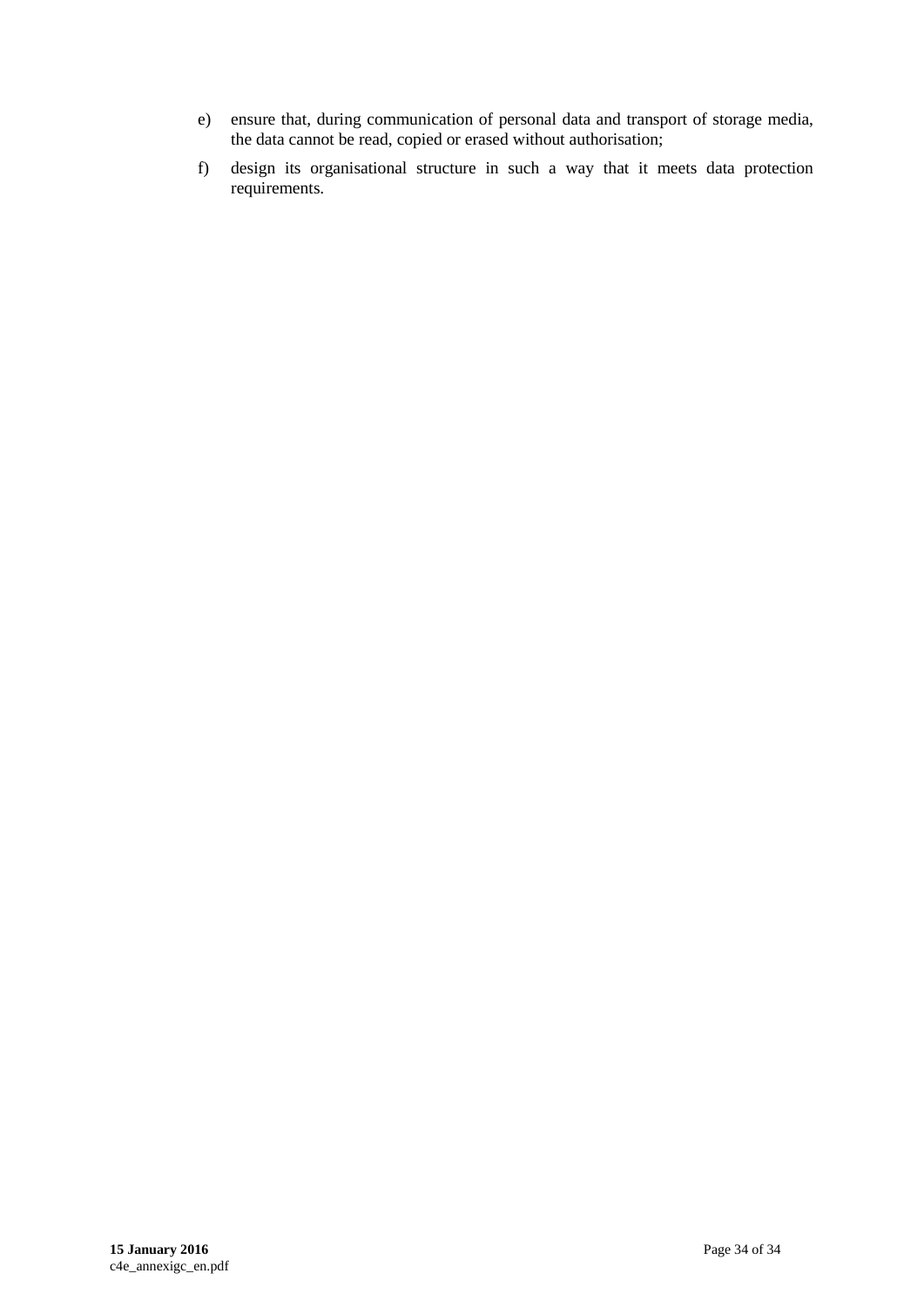e) ensure that, during communication of personal data and transport of storage media, the data cannot be read, copied or erased without authorisation;

f) design its organisational structure in such a way that it meets data protection requirements.